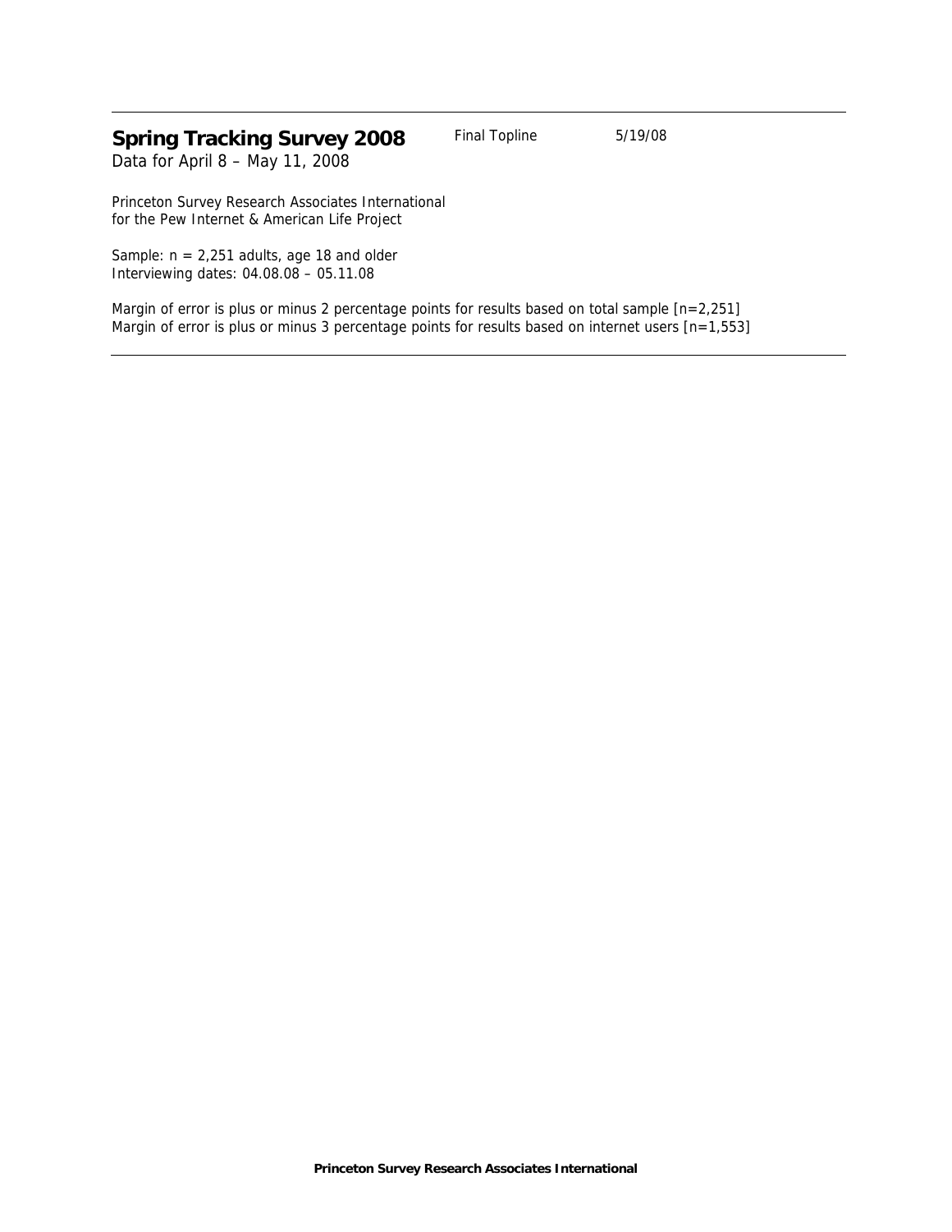# Spring Tracking Survey 2008

Final Topline 5/19/08

Data for April 8 – May 11, 2008

Princeton Survey Research Associates International
for the Pew Internet & American Life Project

Sample: n = 2,251 adults, age 18 and older
Interviewing dates: 04.08.08 – 05.11.08

Margin of error is plus or minus 2 percentage points for results based on total sample [n=2,251]
Margin of error is plus or minus 3 percentage points for results based on internet users [n=1,553]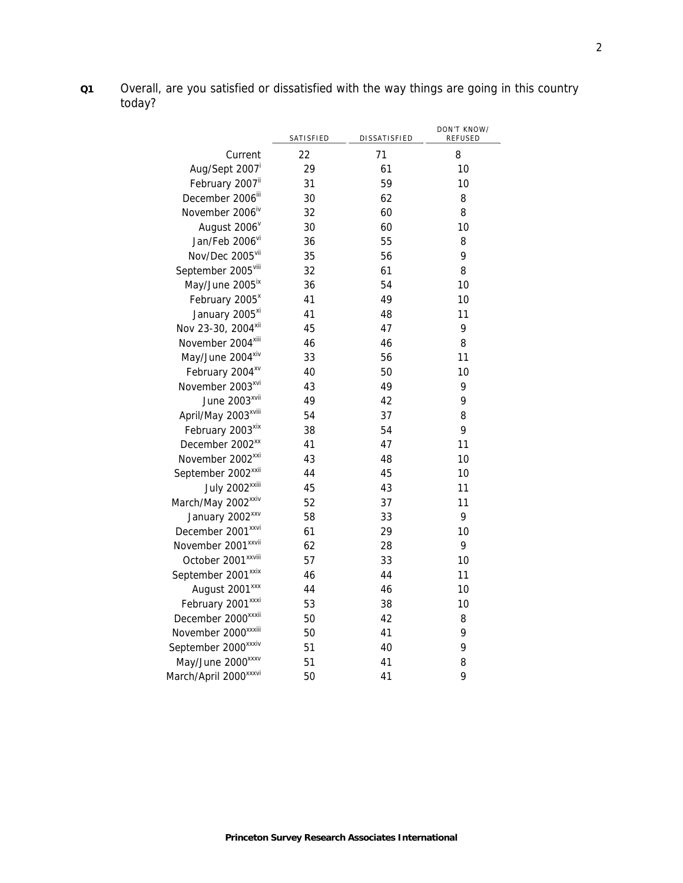**Q1** Overall, are you satisfied or dissatisfied with the way things are going in this country today?

| | SATISFIED | DISSATISFIED | DON'T KNOW/ REFUSED |
|---|---|---|---|
| Current | 22 | 71 | 8 |
| Aug/Sept 2007[i] | 29 | 61 | 10 |
| February 2007[ii] | 31 | 59 | 10 |
| December 2006[iii] | 30 | 62 | 8 |
| November 2006[iv] | 32 | 60 | 8 |
| August 2006[v] | 30 | 60 | 10 |
| Jan/Feb 2006[vi] | 36 | 55 | 8 |
| Nov/Dec 2005[vii] | 35 | 56 | 9 |
| September 2005[viii] | 32 | 61 | 8 |
| May/June 2005[ix] | 36 | 54 | 10 |
| February 2005[x] | 41 | 49 | 10 |
| January 2005[xi] | 41 | 48 | 11 |
| Nov 23-30, 2004[xii] | 45 | 47 | 9 |
| November 2004[xiii] | 46 | 46 | 8 |
| May/June 2004[xiv] | 33 | 56 | 11 |
| February 2004[xv] | 40 | 50 | 10 |
| November 2003[xvi] | 43 | 49 | 9 |
| June 2003[xvii] | 49 | 42 | 9 |
| April/May 2003[xviii] | 54 | 37 | 8 |
| February 2003[xix] | 38 | 54 | 9 |
| December 2002[xx] | 41 | 47 | 11 |
| November 2002[xxi] | 43 | 48 | 10 |
| September 2002[xxii] | 44 | 45 | 10 |
| July 2002[xxiii] | 45 | 43 | 11 |
| March/May 2002[xxiv] | 52 | 37 | 11 |
| January 2002[xxv] | 58 | 33 | 9 |
| December 2001[xxvi] | 61 | 29 | 10 |
| November 2001[xxvii] | 62 | 28 | 9 |
| October 2001[xxviii] | 57 | 33 | 10 |
| September 2001[xxix] | 46 | 44 | 11 |
| August 2001[xxx] | 44 | 46 | 10 |
| February 2001[xxxi] | 53 | 38 | 10 |
| December 2000[xxxii] | 50 | 42 | 8 |
| November 2000[xxxiii] | 50 | 41 | 9 |
| September 2000[xxxiv] | 51 | 40 | 9 |
| May/June 2000[xxxv] | 51 | 41 | 8 |
| March/April 2000[xxxvi] | 50 | 41 | 9 |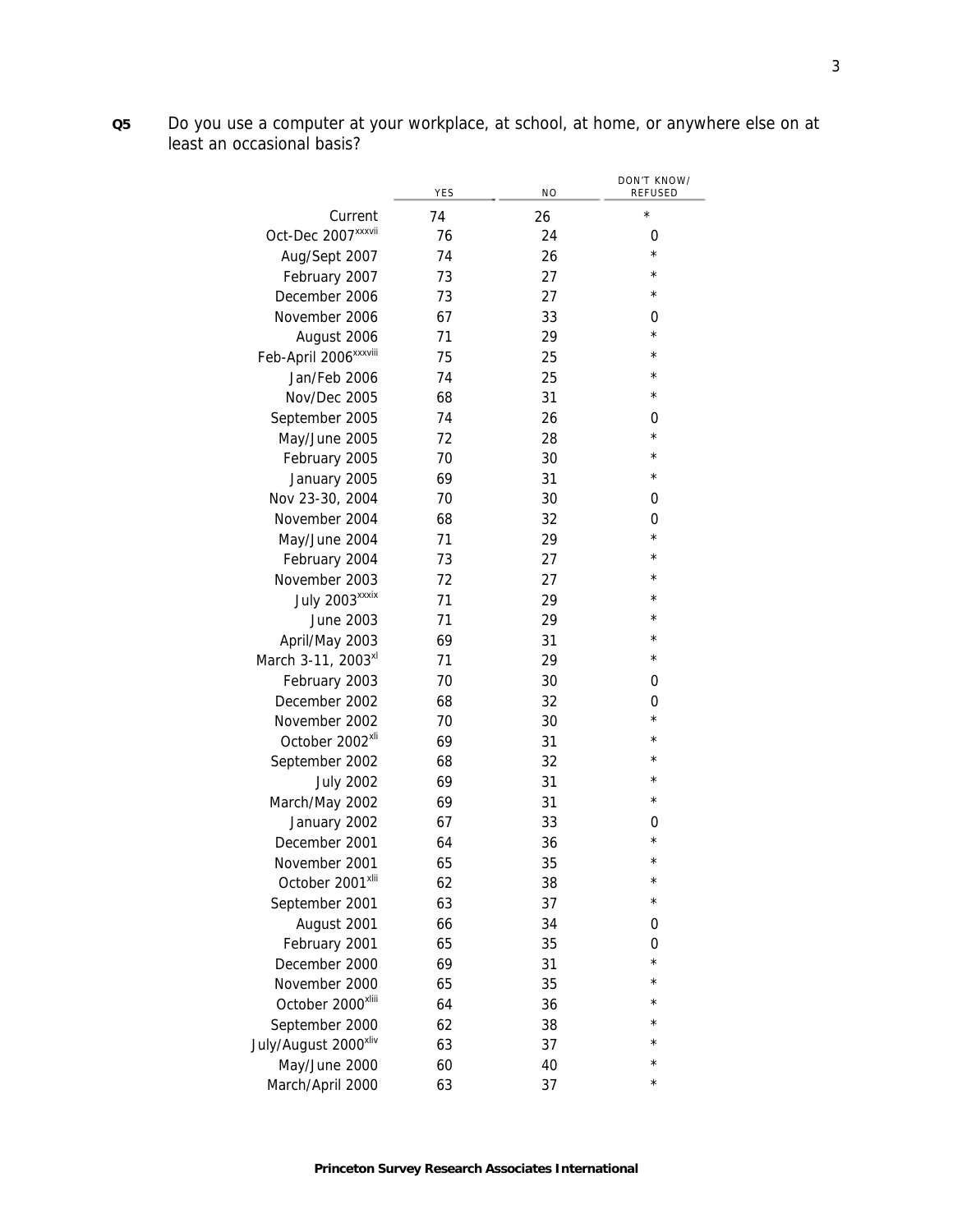**Q5** Do you use a computer at your workplace, at school, at home, or anywhere else on at least an occasional basis?

| | YES | NO | DON'T KNOW/ REFUSED |
|---|---|---|---|
| Current | 74 | 26 | * |
| Oct-Dec 2007[xxxvii] | 76 | 24 | 0 |
| Aug/Sept 2007 | 74 | 26 | * |
| February 2007 | 73 | 27 | * |
| December 2006 | 73 | 27 | * |
| November 2006 | 67 | 33 | 0 |
| August 2006 | 71 | 29 | * |
| Feb-April 2006[xxxviii] | 75 | 25 | * |
| Jan/Feb 2006 | 74 | 25 | * |
| Nov/Dec 2005 | 68 | 31 | * |
| September 2005 | 74 | 26 | 0 |
| May/June 2005 | 72 | 28 | * |
| February 2005 | 70 | 30 | * |
| January 2005 | 69 | 31 | * |
| Nov 23-30, 2004 | 70 | 30 | 0 |
| November 2004 | 68 | 32 | 0 |
| May/June 2004 | 71 | 29 | * |
| February 2004 | 73 | 27 | * |
| November 2003 | 72 | 27 | * |
| July 2003[xxxix] | 71 | 29 | * |
| June 2003 | 71 | 29 | * |
| April/May 2003 | 69 | 31 | * |
| March 3-11, 2003[xl] | 71 | 29 | * |
| February 2003 | 70 | 30 | 0 |
| December 2002 | 68 | 32 | 0 |
| November 2002 | 70 | 30 | * |
| October 2002[xli] | 69 | 31 | * |
| September 2002 | 68 | 32 | * |
| July 2002 | 69 | 31 | * |
| March/May 2002 | 69 | 31 | * |
| January 2002 | 67 | 33 | 0 |
| December 2001 | 64 | 36 | * |
| November 2001 | 65 | 35 | * |
| October 2001[xlii] | 62 | 38 | * |
| September 2001 | 63 | 37 | * |
| August 2001 | 66 | 34 | 0 |
| February 2001 | 65 | 35 | 0 |
| December 2000 | 69 | 31 | * |
| November 2000 | 65 | 35 | * |
| October 2000[xliii] | 64 | 36 | * |
| September 2000 | 62 | 38 | * |
| July/August 2000[xliv] | 63 | 37 | * |
| May/June 2000 | 60 | 40 | * |
| March/April 2000 | 63 | 37 | * |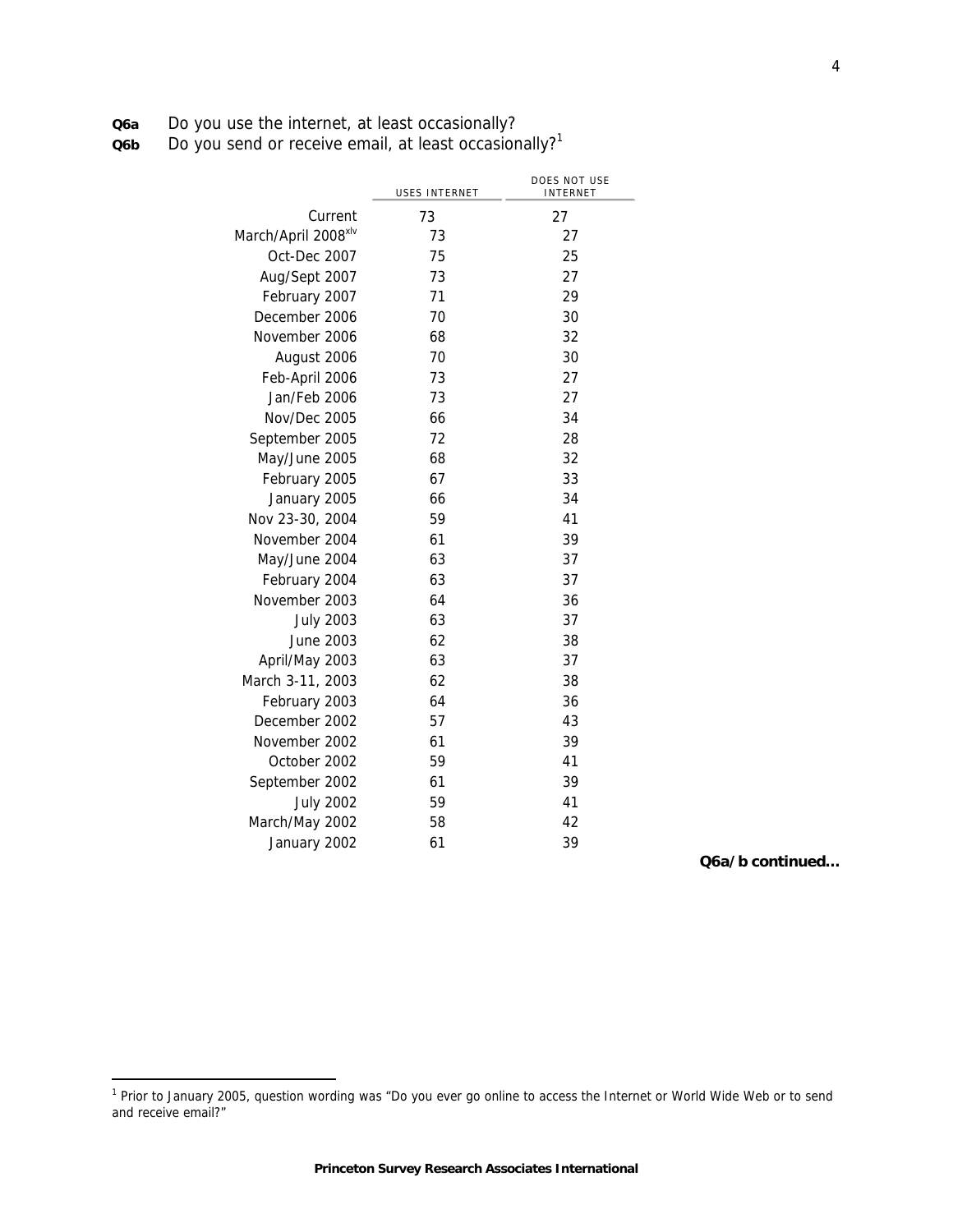**Q6a** Do you use the internet, at least occasionally?
**Q6b** Do you send or receive email, at least occasionally?[1]

| | USES INTERNET | DOES NOT USE INTERNET |
|---|---|---|
| Current | 73 | 27 |
| March/April 2008[xlv] | 73 | 27 |
| Oct-Dec 2007 | 75 | 25 |
| Aug/Sept 2007 | 73 | 27 |
| February 2007 | 71 | 29 |
| December 2006 | 70 | 30 |
| November 2006 | 68 | 32 |
| August 2006 | 70 | 30 |
| Feb-April 2006 | 73 | 27 |
| Jan/Feb 2006 | 73 | 27 |
| Nov/Dec 2005 | 66 | 34 |
| September 2005 | 72 | 28 |
| May/June 2005 | 68 | 32 |
| February 2005 | 67 | 33 |
| January 2005 | 66 | 34 |
| Nov 23-30, 2004 | 59 | 41 |
| November 2004 | 61 | 39 |
| May/June 2004 | 63 | 37 |
| February 2004 | 63 | 37 |
| November 2003 | 64 | 36 |
| July 2003 | 63 | 37 |
| June 2003 | 62 | 38 |
| April/May 2003 | 63 | 37 |
| March 3-11, 2003 | 62 | 38 |
| February 2003 | 64 | 36 |
| December 2002 | 57 | 43 |
| November 2002 | 61 | 39 |
| October 2002 | 59 | 41 |
| September 2002 | 61 | 39 |
| July 2002 | 59 | 41 |
| March/May 2002 | 58 | 42 |
| January 2002 | 61 | 39 |

**Q6a/b continued...**

[1] Prior to January 2005, question wording was "Do you ever go online to access the Internet or World Wide Web or to send and receive email?"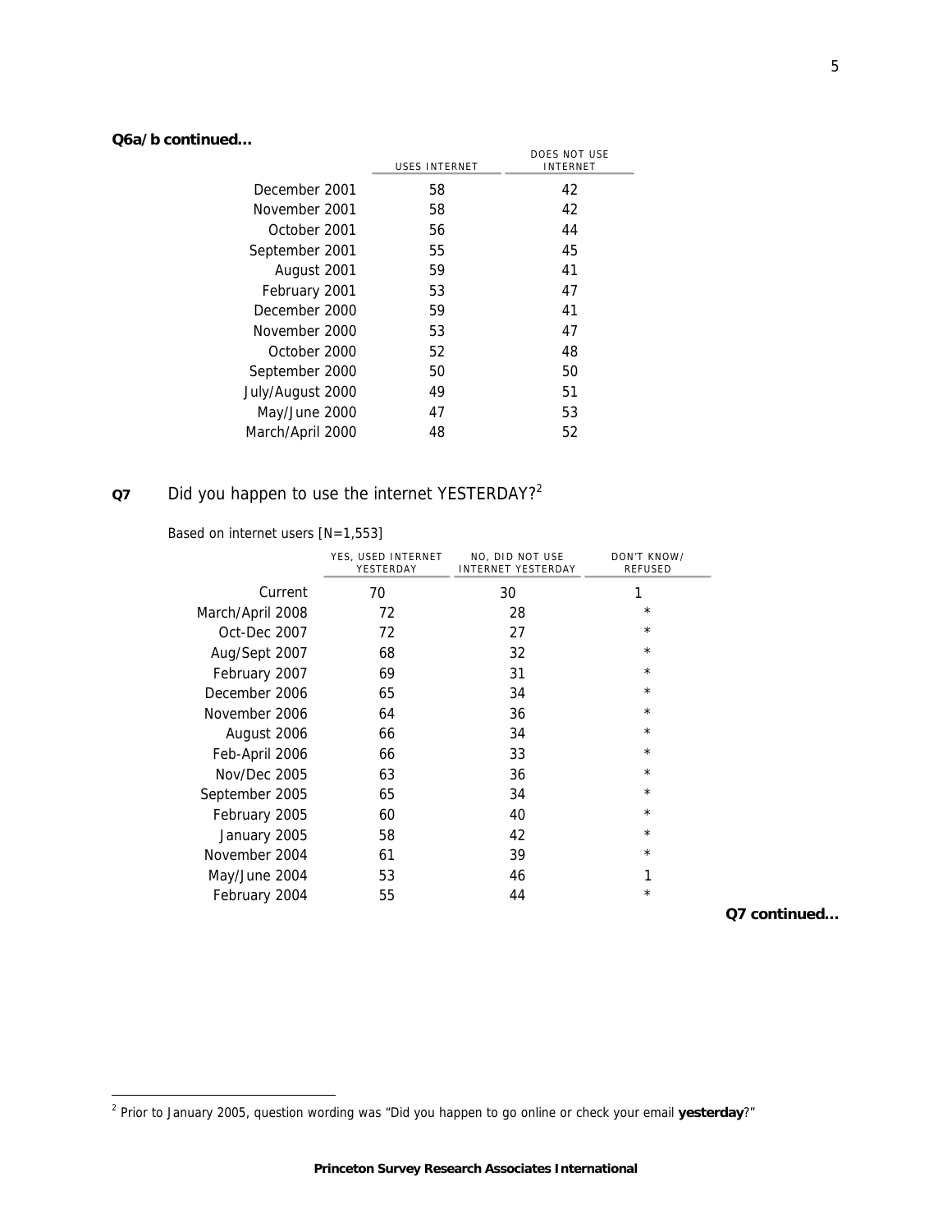**Q6a/b continued...**

| | USES INTERNET | DOES NOT USE INTERNET |
|---|---|---|
| December 2001 | 58 | 42 |
| November 2001 | 58 | 42 |
| October 2001 | 56 | 44 |
| September 2001 | 55 | 45 |
| August 2001 | 59 | 41 |
| February 2001 | 53 | 47 |
| December 2000 | 59 | 41 |
| November 2000 | 53 | 47 |
| October 2000 | 52 | 48 |
| September 2000 | 50 | 50 |
| July/August 2000 | 49 | 51 |
| May/June 2000 | 47 | 53 |
| March/April 2000 | 48 | 52 |

**Q7** Did you happen to use the internet YESTERDAY?[2]

Based on internet users [N=1,553]

| | YES, USED INTERNET YESTERDAY | NO, DID NOT USE INTERNET YESTERDAY | DON'T KNOW/ REFUSED |
|---|---|---|---|
| Current | 70 | 30 | 1 |
| March/April 2008 | 72 | 28 | * |
| Oct-Dec 2007 | 72 | 27 | * |
| Aug/Sept 2007 | 68 | 32 | * |
| February 2007 | 69 | 31 | * |
| December 2006 | 65 | 34 | * |
| November 2006 | 64 | 36 | * |
| August 2006 | 66 | 34 | * |
| Feb-April 2006 | 66 | 33 | * |
| Nov/Dec 2005 | 63 | 36 | * |
| September 2005 | 65 | 34 | * |
| February 2005 | 60 | 40 | * |
| January 2005 | 58 | 42 | * |
| November 2004 | 61 | 39 | * |
| May/June 2004 | 53 | 46 | 1 |
| February 2004 | 55 | 44 | * |

**Q7 continued...**

[2] Prior to January 2005, question wording was "Did you happen to go online or check your email **yesterday**?"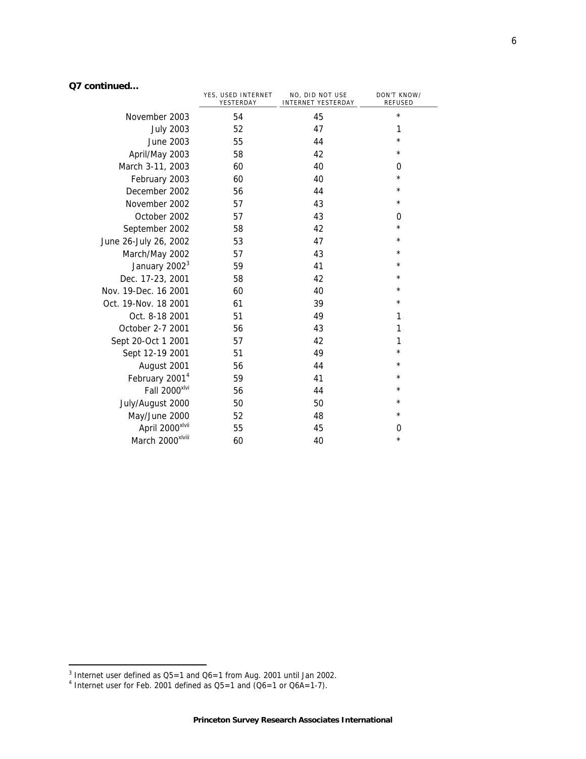**Q7 continued...**

| | YES, USED INTERNET YESTERDAY | NO, DID NOT USE INTERNET YESTERDAY | DON'T KNOW/ REFUSED |
|---|---|---|---|
| November 2003 | 54 | 45 | * |
| July 2003 | 52 | 47 | 1 |
| June 2003 | 55 | 44 | * |
| April/May 2003 | 58 | 42 | * |
| March 3-11, 2003 | 60 | 40 | 0 |
| February 2003 | 60 | 40 | * |
| December 2002 | 56 | 44 | * |
| November 2002 | 57 | 43 | * |
| October 2002 | 57 | 43 | 0 |
| September 2002 | 58 | 42 | * |
| June 26-July 26, 2002 | 53 | 47 | * |
| March/May 2002 | 57 | 43 | * |
| January 2002[3] | 59 | 41 | * |
| Dec. 17-23, 2001 | 58 | 42 | * |
| Nov. 19-Dec. 16 2001 | 60 | 40 | * |
| Oct. 19-Nov. 18 2001 | 61 | 39 | * |
| Oct. 8-18 2001 | 51 | 49 | 1 |
| October 2-7 2001 | 56 | 43 | 1 |
| Sept 20-Oct 1 2001 | 57 | 42 | 1 |
| Sept 12-19 2001 | 51 | 49 | * |
| August 2001 | 56 | 44 | * |
| February 2001[4] | 59 | 41 | * |
| Fall 2000[xlvi] | 56 | 44 | * |
| July/August 2000 | 50 | 50 | * |
| May/June 2000 | 52 | 48 | * |
| April 2000[xlvii] | 55 | 45 | 0 |
| March 2000[xlviii] | 60 | 40 | * |

[3] Internet user defined as Q5=1 and Q6=1 from Aug. 2001 until Jan 2002.
[4] Internet user for Feb. 2001 defined as Q5=1 and (Q6=1 or Q6A=1-7).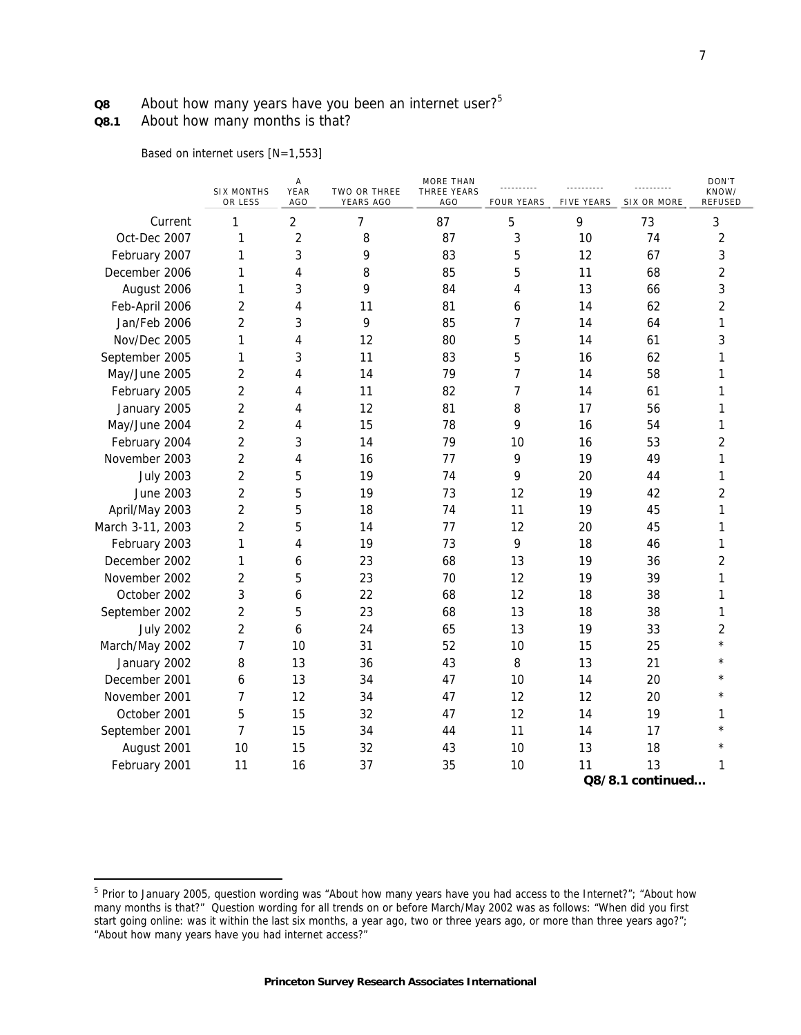**Q8** About how many years have you been an internet user?[5]

**Q8.1** About how many months is that?

Based on internet users [N=1,553]

| | SIX MONTHS OR LESS | A YEAR AGO | TWO OR THREE YEARS AGO | MORE THAN THREE YEARS AGO | ---------- FOUR YEARS | ---------- FIVE YEARS | ---------- SIX OR MORE | DON'T KNOW/ REFUSED |
|---|---|---|---|---|---|---|---|---|
| Current | 1 | 2 | 7 | 87 | 5 | 9 | 73 | 3 |
| Oct-Dec 2007 | 1 | 2 | 8 | 87 | 3 | 10 | 74 | 2 |
| February 2007 | 1 | 3 | 9 | 83 | 5 | 12 | 67 | 3 |
| December 2006 | 1 | 4 | 8 | 85 | 5 | 11 | 68 | 2 |
| August 2006 | 1 | 3 | 9 | 84 | 4 | 13 | 66 | 3 |
| Feb-April 2006 | 2 | 4 | 11 | 81 | 6 | 14 | 62 | 2 |
| Jan/Feb 2006 | 2 | 3 | 9 | 85 | 7 | 14 | 64 | 1 |
| Nov/Dec 2005 | 1 | 4 | 12 | 80 | 5 | 14 | 61 | 3 |
| September 2005 | 1 | 3 | 11 | 83 | 5 | 16 | 62 | 1 |
| May/June 2005 | 2 | 4 | 14 | 79 | 7 | 14 | 58 | 1 |
| February 2005 | 2 | 4 | 11 | 82 | 7 | 14 | 61 | 1 |
| January 2005 | 2 | 4 | 12 | 81 | 8 | 17 | 56 | 1 |
| May/June 2004 | 2 | 4 | 15 | 78 | 9 | 16 | 54 | 1 |
| February 2004 | 2 | 3 | 14 | 79 | 10 | 16 | 53 | 2 |
| November 2003 | 2 | 4 | 16 | 77 | 9 | 19 | 49 | 1 |
| July 2003 | 2 | 5 | 19 | 74 | 9 | 20 | 44 | 1 |
| June 2003 | 2 | 5 | 19 | 73 | 12 | 19 | 42 | 2 |
| April/May 2003 | 2 | 5 | 18 | 74 | 11 | 19 | 45 | 1 |
| March 3-11, 2003 | 2 | 5 | 14 | 77 | 12 | 20 | 45 | 1 |
| February 2003 | 1 | 4 | 19 | 73 | 9 | 18 | 46 | 1 |
| December 2002 | 1 | 6 | 23 | 68 | 13 | 19 | 36 | 2 |
| November 2002 | 2 | 5 | 23 | 70 | 12 | 19 | 39 | 1 |
| October 2002 | 3 | 6 | 22 | 68 | 12 | 18 | 38 | 1 |
| September 2002 | 2 | 5 | 23 | 68 | 13 | 18 | 38 | 1 |
| July 2002 | 2 | 6 | 24 | 65 | 13 | 19 | 33 | 2 |
| March/May 2002 | 7 | 10 | 31 | 52 | 10 | 15 | 25 | * |
| January 2002 | 8 | 13 | 36 | 43 | 8 | 13 | 21 | * |
| December 2001 | 6 | 13 | 34 | 47 | 10 | 14 | 20 | * |
| November 2001 | 7 | 12 | 34 | 47 | 12 | 12 | 20 | * |
| October 2001 | 5 | 15 | 32 | 47 | 12 | 14 | 19 | 1 |
| September 2001 | 7 | 15 | 34 | 44 | 11 | 14 | 17 | * |
| August 2001 | 10 | 15 | 32 | 43 | 10 | 13 | 18 | * |
| February 2001 | 11 | 16 | 37 | 35 | 10 | 11 | 13 | 1 |

**Q8/8.1 continued...**

[5] Prior to January 2005, question wording was "About how many years have you had access to the Internet?"; "About how many months is that?" Question wording for all trends on or before March/May 2002 was as follows: "When did you first start going online: was it within the last six months, a year ago, two or three years ago, or more than three years ago?"; "About how many years have you had internet access?"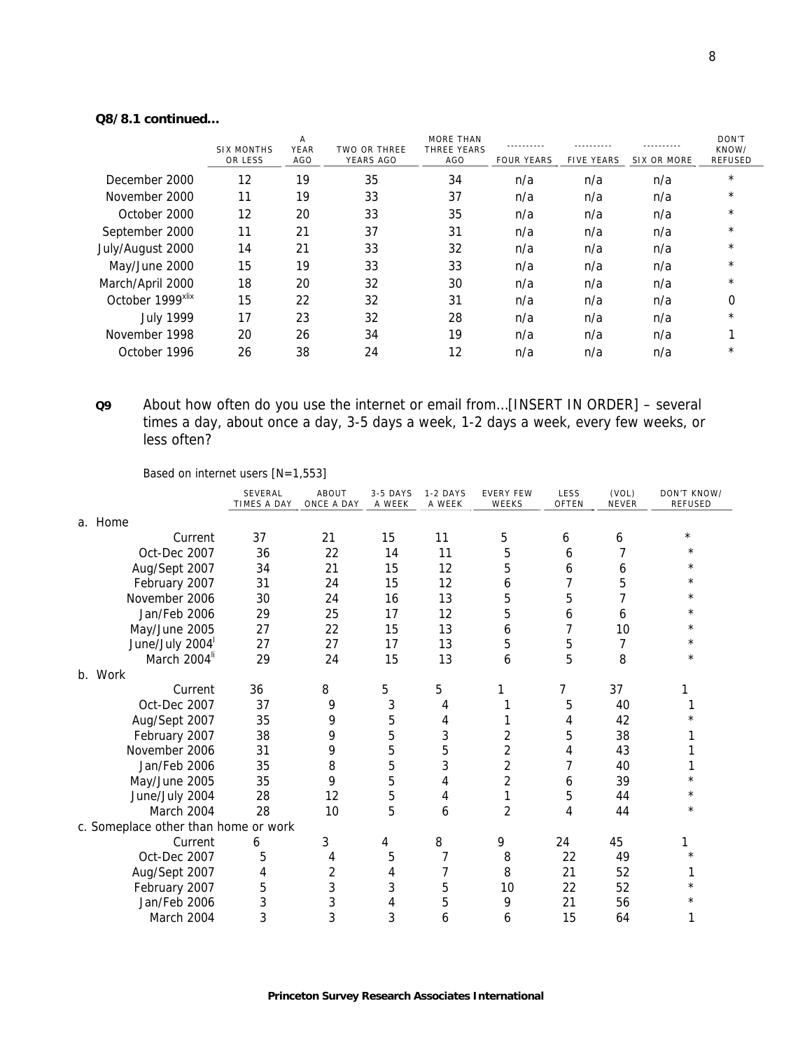**Q8/8.1 continued...**

| | SIX MONTHS OR LESS | A YEAR AGO | TWO OR THREE YEARS AGO | MORE THAN THREE YEARS AGO | ---------- FOUR YEARS | ---------- FIVE YEARS | ---------- SIX OR MORE | DON'T KNOW/ REFUSED |
|---|---|---|---|---|---|---|---|---|
| December 2000 | 12 | 19 | 35 | 34 | n/a | n/a | n/a | * |
| November 2000 | 11 | 19 | 33 | 37 | n/a | n/a | n/a | * |
| October 2000 | 12 | 20 | 33 | 35 | n/a | n/a | n/a | * |
| September 2000 | 11 | 21 | 37 | 31 | n/a | n/a | n/a | * |
| July/August 2000 | 14 | 21 | 33 | 32 | n/a | n/a | n/a | * |
| May/June 2000 | 15 | 19 | 33 | 33 | n/a | n/a | n/a | * |
| March/April 2000 | 18 | 20 | 32 | 30 | n/a | n/a | n/a | * |
| October 1999[xlix] | 15 | 22 | 32 | 31 | n/a | n/a | n/a | 0 |
| July 1999 | 17 | 23 | 32 | 28 | n/a | n/a | n/a | * |
| November 1998 | 20 | 26 | 34 | 19 | n/a | n/a | n/a | 1 |
| October 1996 | 26 | 38 | 24 | 12 | n/a | n/a | n/a | * |

**Q9** About how often do you use the internet or email from...[INSERT IN ORDER] – several times a day, about once a day, 3-5 days a week, 1-2 days a week, every few weeks, or less often?

Based on internet users [N=1,553]

| | SEVERAL TIMES A DAY | ABOUT ONCE A DAY | 3-5 DAYS A WEEK | 1-2 DAYS A WEEK | EVERY FEW WEEKS | LESS OFTEN | (VOL) NEVER | DON'T KNOW/ REFUSED |
|---|---|---|---|---|---|---|---|---|
| a. Home | | | | | | | | |
| Current | 37 | 21 | 15 | 11 | 5 | 6 | 6 | * |
| Oct-Dec 2007 | 36 | 22 | 14 | 11 | 5 | 6 | 7 | * |
| Aug/Sept 2007 | 34 | 21 | 15 | 12 | 5 | 6 | 6 | * |
| February 2007 | 31 | 24 | 15 | 12 | 6 | 7 | 5 | * |
| November 2006 | 30 | 24 | 16 | 13 | 5 | 5 | 7 | * |
| Jan/Feb 2006 | 29 | 25 | 17 | 12 | 5 | 6 | 6 | * |
| May/June 2005 | 27 | 22 | 15 | 13 | 6 | 7 | 10 | * |
| June/July 2004[l] | 27 | 27 | 17 | 13 | 5 | 5 | 7 | * |
| March 2004[li] | 29 | 24 | 15 | 13 | 6 | 5 | 8 | * |
| b. Work | | | | | | | | |
| Current | 36 | 8 | 5 | 5 | 1 | 7 | 37 | 1 |
| Oct-Dec 2007 | 37 | 9 | 3 | 4 | 1 | 5 | 40 | 1 |
| Aug/Sept 2007 | 35 | 9 | 5 | 4 | 1 | 4 | 42 | * |
| February 2007 | 38 | 9 | 5 | 3 | 2 | 5 | 38 | 1 |
| November 2006 | 31 | 9 | 5 | 5 | 2 | 4 | 43 | 1 |
| Jan/Feb 2006 | 35 | 8 | 5 | 3 | 2 | 7 | 40 | 1 |
| May/June 2005 | 35 | 9 | 5 | 4 | 2 | 6 | 39 | * |
| June/July 2004 | 28 | 12 | 5 | 4 | 1 | 5 | 44 | * |
| March 2004 | 28 | 10 | 5 | 6 | 2 | 4 | 44 | * |
| c. Someplace other than home or work | | | | | | | | |
| Current | 6 | 3 | 4 | 8 | 9 | 24 | 45 | 1 |
| Oct-Dec 2007 | 5 | 4 | 5 | 7 | 8 | 22 | 49 | * |
| Aug/Sept 2007 | 4 | 2 | 4 | 7 | 8 | 21 | 52 | 1 |
| February 2007 | 5 | 3 | 3 | 5 | 10 | 22 | 52 | * |
| Jan/Feb 2006 | 3 | 3 | 4 | 5 | 9 | 21 | 56 | * |
| March 2004 | 3 | 3 | 3 | 6 | 6 | 15 | 64 | 1 |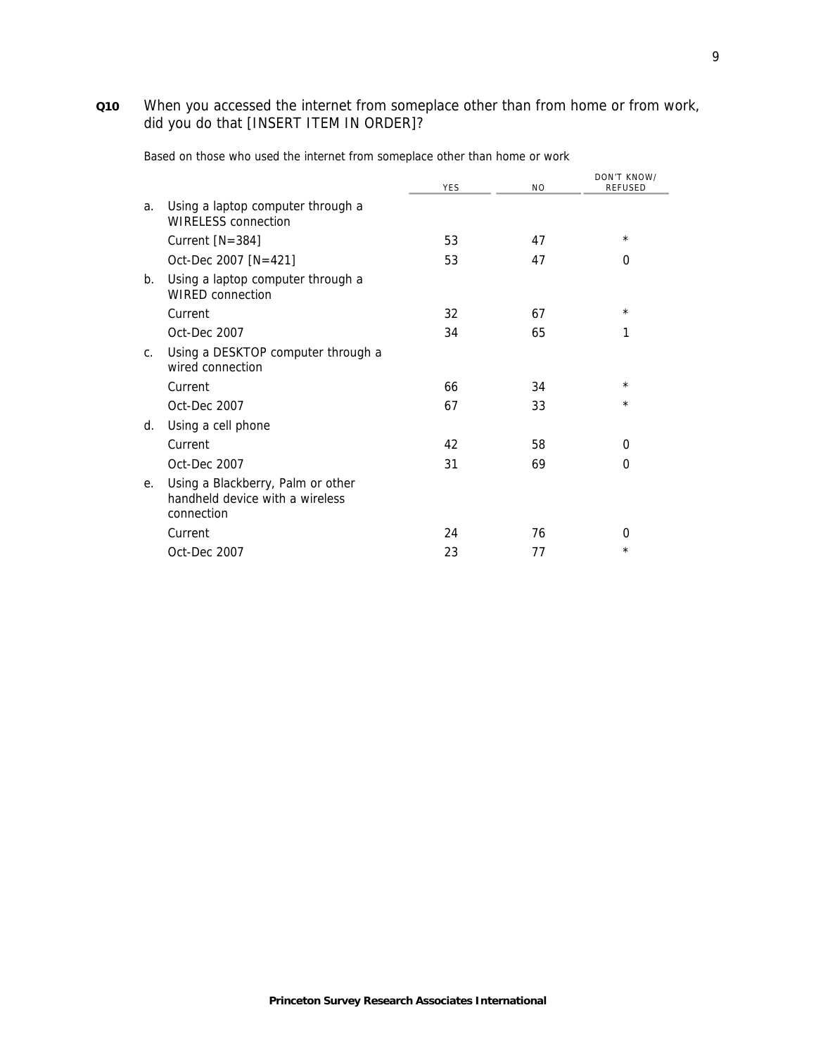**Q10** When you accessed the internet from someplace other than from home or from work, did you do that [INSERT ITEM IN ORDER]?

Based on those who used the internet from someplace other than home or work

| | | YES | NO | DON'T KNOW/ REFUSED |
|---|---|---|---|---|
| a. | Using a laptop computer through a WIRELESS connection | | | |
| | Current [N=384] | 53 | 47 | * |
| | Oct-Dec 2007 [N=421] | 53 | 47 | 0 |
| b. | Using a laptop computer through a WIRED connection | | | |
| | Current | 32 | 67 | * |
| | Oct-Dec 2007 | 34 | 65 | 1 |
| c. | Using a DESKTOP computer through a wired connection | | | |
| | Current | 66 | 34 | * |
| | Oct-Dec 2007 | 67 | 33 | * |
| d. | Using a cell phone | | | |
| | Current | 42 | 58 | 0 |
| | Oct-Dec 2007 | 31 | 69 | 0 |
| e. | Using a Blackberry, Palm or other handheld device with a wireless connection | | | |
| | Current | 24 | 76 | 0 |
| | Oct-Dec 2007 | 23 | 77 | * |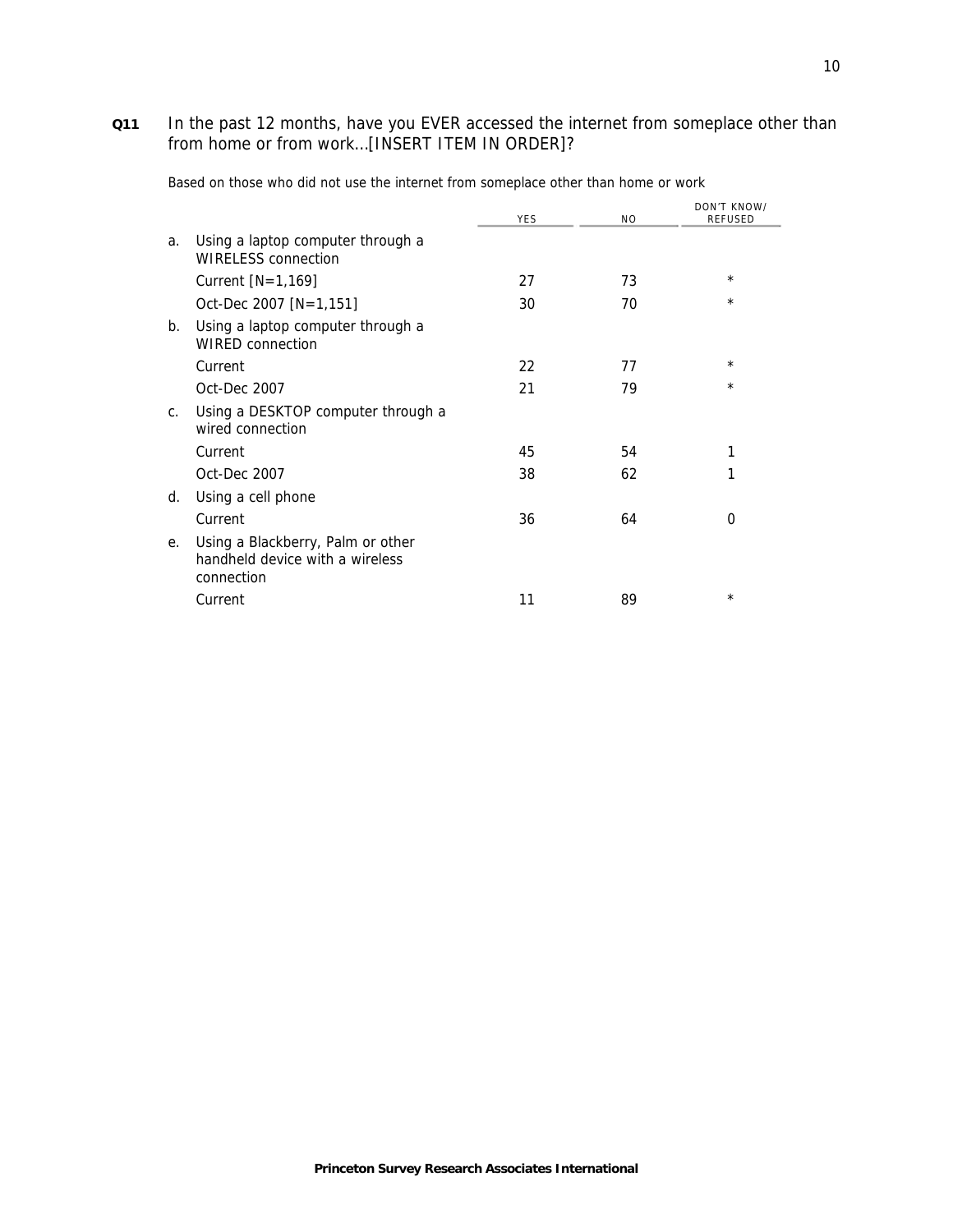**Q11** In the past 12 months, have you EVER accessed the internet from someplace other than from home or from work…[INSERT ITEM IN ORDER]?

Based on those who did not use the internet from someplace other than home or work

| | | YES | NO | DON'T KNOW/ REFUSED |
|---|---|---|---|---|
| a. | Using a laptop computer through a WIRELESS connection | | | |
| | Current [N=1,169] | 27 | 73 | * |
| | Oct-Dec 2007 [N=1,151] | 30 | 70 | * |
| b. | Using a laptop computer through a WIRED connection | | | |
| | Current | 22 | 77 | * |
| | Oct-Dec 2007 | 21 | 79 | * |
| c. | Using a DESKTOP computer through a wired connection | | | |
| | Current | 45 | 54 | 1 |
| | Oct-Dec 2007 | 38 | 62 | 1 |
| d. | Using a cell phone | | | |
| | Current | 36 | 64 | 0 |
| e. | Using a Blackberry, Palm or other handheld device with a wireless connection | | | |
| | Current | 11 | 89 | * |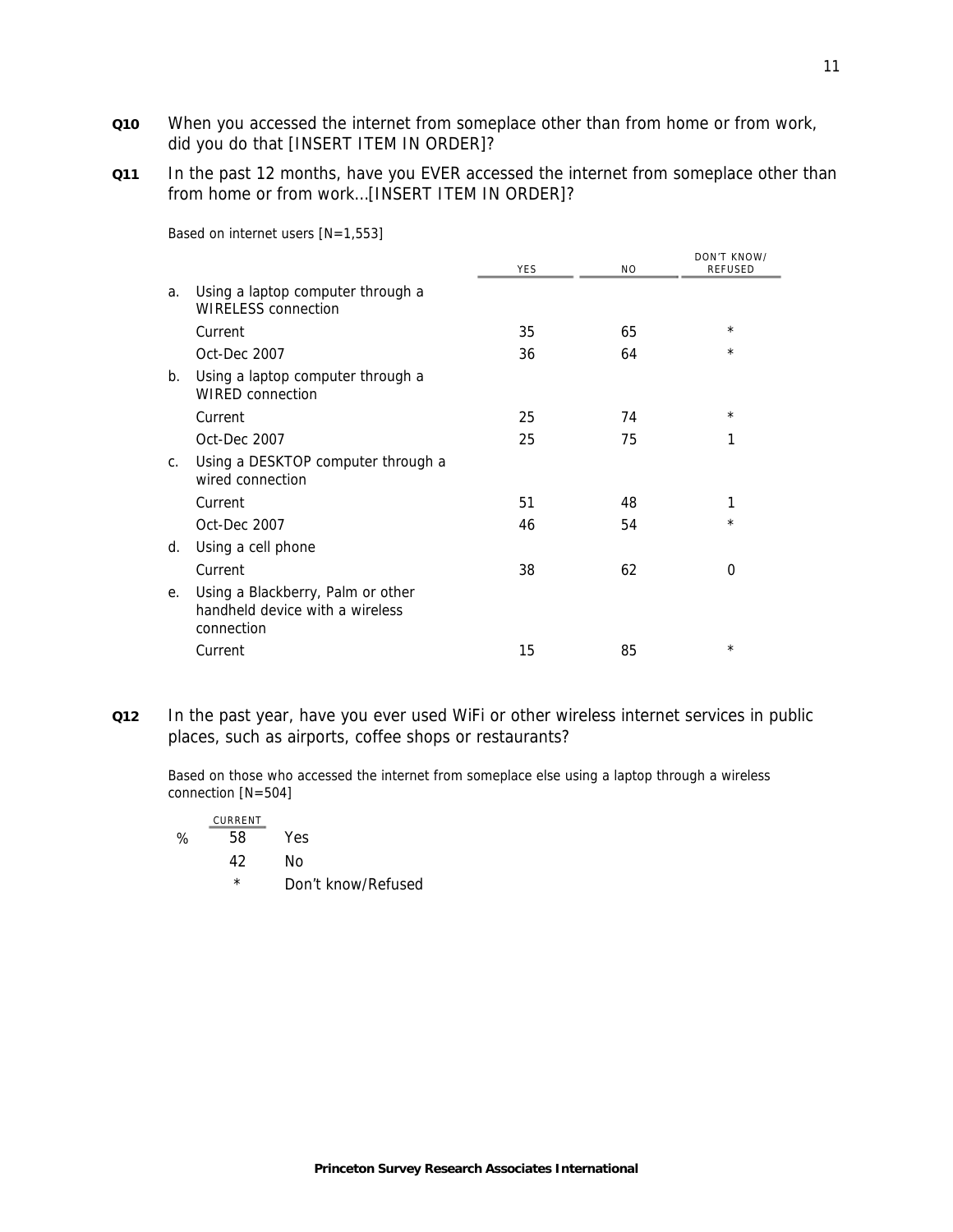**Q10** When you accessed the internet from someplace other than from home or from work, did you do that [INSERT ITEM IN ORDER]?

**Q11** In the past 12 months, have you EVER accessed the internet from someplace other than from home or from work…[INSERT ITEM IN ORDER]?

Based on internet users [N=1,553]

| | | YES | NO | DON'T KNOW/ REFUSED |
|---|---|---|---|---|
| a. | Using a laptop computer through a WIRELESS connection | | | |
| | Current | 35 | 65 | * |
| | Oct-Dec 2007 | 36 | 64 | * |
| b. | Using a laptop computer through a WIRED connection | | | |
| | Current | 25 | 74 | * |
| | Oct-Dec 2007 | 25 | 75 | 1 |
| c. | Using a DESKTOP computer through a wired connection | | | |
| | Current | 51 | 48 | 1 |
| | Oct-Dec 2007 | 46 | 54 | * |
| d. | Using a cell phone | | | |
| | Current | 38 | 62 | 0 |
| e. | Using a Blackberry, Palm or other handheld device with a wireless connection | | | |
| | Current | 15 | 85 | * |

**Q12** In the past year, have you ever used WiFi or other wireless internet services in public places, such as airports, coffee shops or restaurants?

Based on those who accessed the internet from someplace else using a laptop through a wireless connection [N=504]

| | CURRENT | |
|---|---|---|
| % | 58 | Yes |
| | 42 | No |
| | * | Don't know/Refused |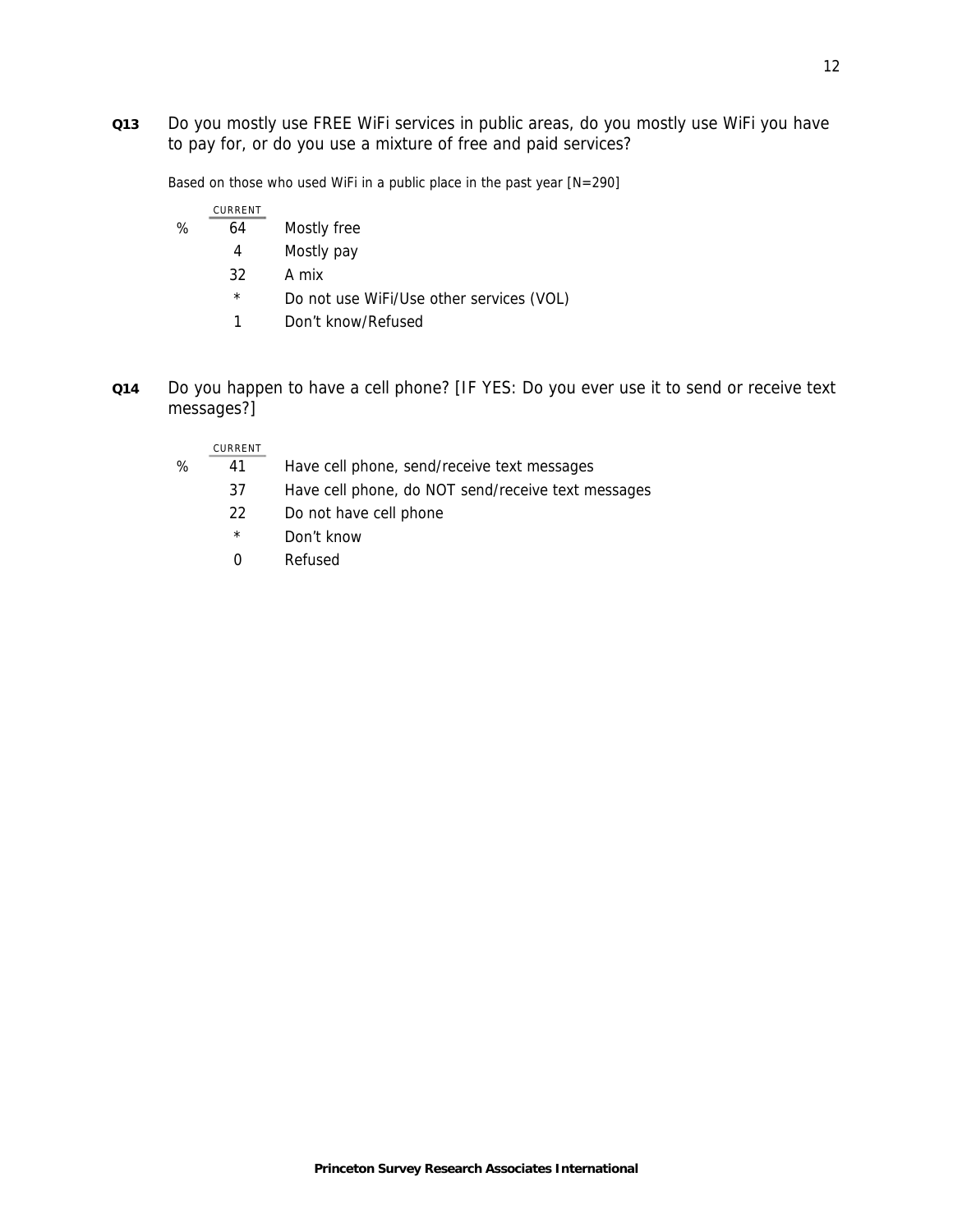**Q13** Do you mostly use FREE WiFi services in public areas, do you mostly use WiFi you have to pay for, or do you use a mixture of free and paid services?

Based on those who used WiFi in a public place in the past year [N=290]

| | CURRENT | |
|---|---|---|
| % | 64 | Mostly free |
| | 4 | Mostly pay |
| | 32 | A mix |
| | * | Do not use WiFi/Use other services (VOL) |
| | 1 | Don't know/Refused |

**Q14** Do you happen to have a cell phone? [IF YES: Do you ever use it to send or receive text messages?]

| | CURRENT | |
|---|---|---|
| % | 41 | Have cell phone, send/receive text messages |
| | 37 | Have cell phone, do NOT send/receive text messages |
| | 22 | Do not have cell phone |
| | * | Don't know |
| | 0 | Refused |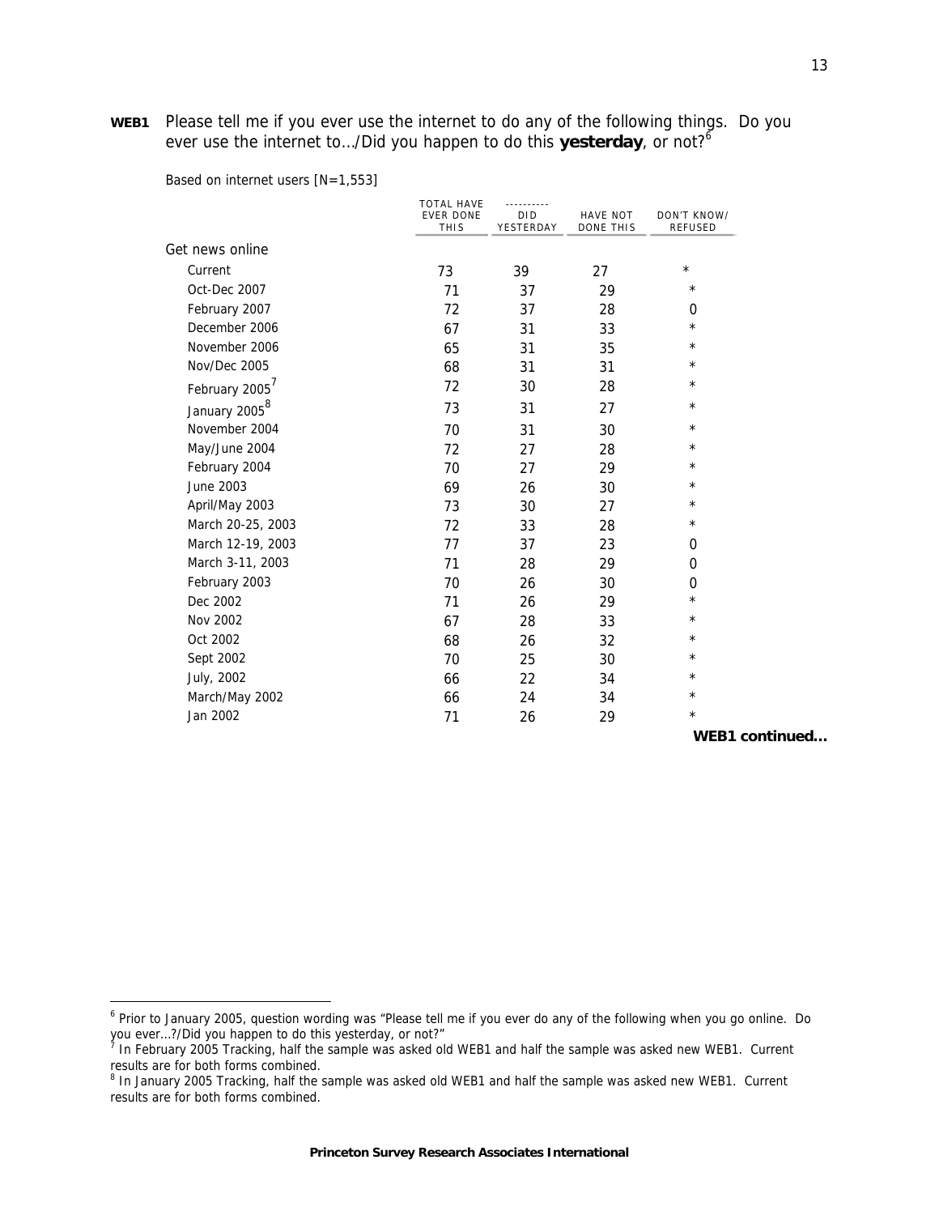**WEB1** Please tell me if you ever use the internet to do any of the following things. Do you ever use the internet to.../Did you happen to do this **yesterday**, or not?[6]

Based on internet users [N=1,553]

| | TOTAL HAVE EVER DONE THIS | DID YESTERDAY | HAVE NOT DONE THIS | DON'T KNOW/ REFUSED |
|---|---|---|---|---|
| Get news online | | | | |
| Current | 73 | 39 | 27 | * |
| Oct-Dec 2007 | 71 | 37 | 29 | * |
| February 2007 | 72 | 37 | 28 | 0 |
| December 2006 | 67 | 31 | 33 | * |
| November 2006 | 65 | 31 | 35 | * |
| Nov/Dec 2005 | 68 | 31 | 31 | * |
| February 2005[7] | 72 | 30 | 28 | * |
| January 2005[8] | 73 | 31 | 27 | * |
| November 2004 | 70 | 31 | 30 | * |
| May/June 2004 | 72 | 27 | 28 | * |
| February 2004 | 70 | 27 | 29 | * |
| June 2003 | 69 | 26 | 30 | * |
| April/May 2003 | 73 | 30 | 27 | * |
| March 20-25, 2003 | 72 | 33 | 28 | * |
| March 12-19, 2003 | 77 | 37 | 23 | 0 |
| March 3-11, 2003 | 71 | 28 | 29 | 0 |
| February 2003 | 70 | 26 | 30 | 0 |
| Dec 2002 | 71 | 26 | 29 | * |
| Nov 2002 | 67 | 28 | 33 | * |
| Oct 2002 | 68 | 26 | 32 | * |
| Sept 2002 | 70 | 25 | 30 | * |
| July, 2002 | 66 | 22 | 34 | * |
| March/May 2002 | 66 | 24 | 34 | * |
| Jan 2002 | 71 | 26 | 29 | * |

**WEB1 continued...**

[6] Prior to January 2005, question wording was "Please tell me if you ever do any of the following when you go online. Do you ever...?/Did you happen to do this yesterday, or not?"

[7] In February 2005 Tracking, half the sample was asked old WEB1 and half the sample was asked new WEB1. Current results are for both forms combined.

[8] In January 2005 Tracking, half the sample was asked old WEB1 and half the sample was asked new WEB1. Current results are for both forms combined.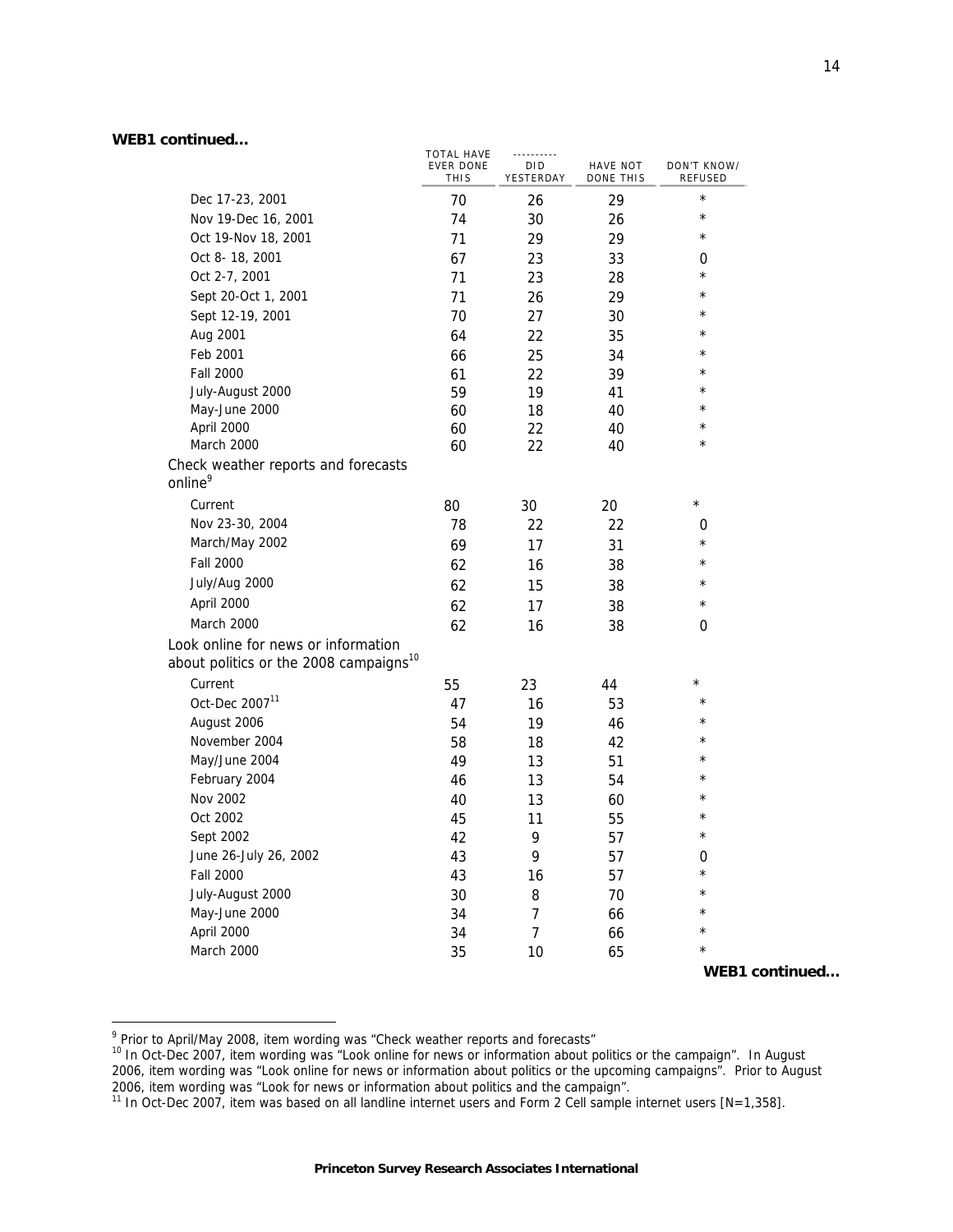**WEB1 continued...**

| | TOTAL HAVE EVER DONE THIS | ---------- DID YESTERDAY | HAVE NOT DONE THIS | DON'T KNOW/ REFUSED |
|---|---|---|---|---|
| Dec 17-23, 2001 | 70 | 26 | 29 | * |
| Nov 19-Dec 16, 2001 | 74 | 30 | 26 | * |
| Oct 19-Nov 18, 2001 | 71 | 29 | 29 | * |
| Oct 8- 18, 2001 | 67 | 23 | 33 | 0 |
| Oct 2-7, 2001 | 71 | 23 | 28 | * |
| Sept 20-Oct 1, 2001 | 71 | 26 | 29 | * |
| Sept 12-19, 2001 | 70 | 27 | 30 | * |
| Aug 2001 | 64 | 22 | 35 | * |
| Feb 2001 | 66 | 25 | 34 | * |
| Fall 2000 | 61 | 22 | 39 | * |
| July-August 2000 | 59 | 19 | 41 | * |
| May-June 2000 | 60 | 18 | 40 | * |
| April 2000 | 60 | 22 | 40 | * |
| March 2000 | 60 | 22 | 40 | * |
| **Check weather reports and forecasts online**[9] | | | | |
| Current | 80 | 30 | 20 | * |
| Nov 23-30, 2004 | 78 | 22 | 22 | 0 |
| March/May 2002 | 69 | 17 | 31 | * |
| Fall 2000 | 62 | 16 | 38 | * |
| July/Aug 2000 | 62 | 15 | 38 | * |
| April 2000 | 62 | 17 | 38 | * |
| March 2000 | 62 | 16 | 38 | 0 |
| **Look online for news or information about politics or the 2008 campaigns**[10] | | | | |
| Current | 55 | 23 | 44 | * |
| Oct-Dec 2007[11] | 47 | 16 | 53 | * |
| August 2006 | 54 | 19 | 46 | * |
| November 2004 | 58 | 18 | 42 | * |
| May/June 2004 | 49 | 13 | 51 | * |
| February 2004 | 46 | 13 | 54 | * |
| Nov 2002 | 40 | 13 | 60 | * |
| Oct 2002 | 45 | 11 | 55 | * |
| Sept 2002 | 42 | 9 | 57 | * |
| June 26-July 26, 2002 | 43 | 9 | 57 | 0 |
| Fall 2000 | 43 | 16 | 57 | * |
| July-August 2000 | 30 | 8 | 70 | * |
| May-June 2000 | 34 | 7 | 66 | * |
| April 2000 | 34 | 7 | 66 | * |
| March 2000 | 35 | 10 | 65 | * |

**WEB1 continued...**

[9] Prior to April/May 2008, item wording was "Check weather reports and forecasts"

[10] In Oct-Dec 2007, item wording was "Look online for news or information about politics or the campaign". In August 2006, item wording was "Look online for news or information about politics or the upcoming campaigns". Prior to August 2006, item wording was "Look for news or information about politics and the campaign".

[11] In Oct-Dec 2007, item was based on all landline internet users and Form 2 Cell sample internet users [N=1,358].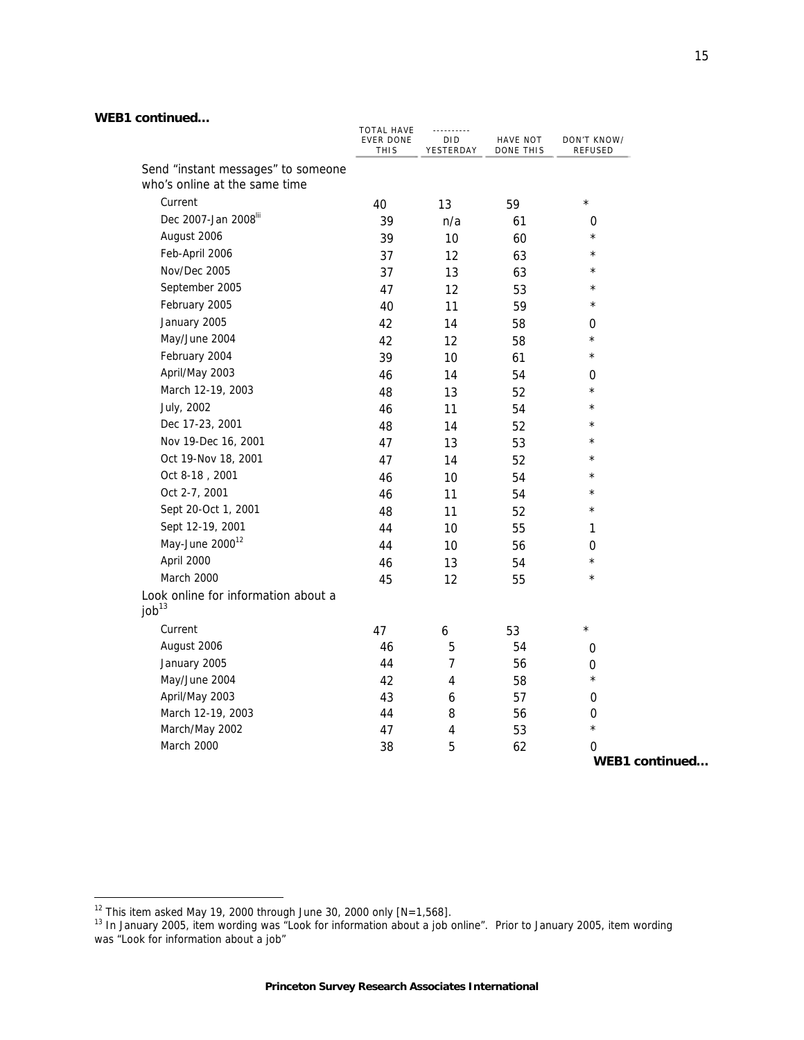**WEB1 continued...**

| | TOTAL HAVE EVER DONE THIS | ---------- DID YESTERDAY | HAVE NOT DONE THIS | DON'T KNOW/ REFUSED |
|---|---|---|---|---|
| Send "instant messages" to someone who's online at the same time | | | | |
| Current | 40 | 13 | 59 | * |
| Dec 2007-Jan 2008[lii] | 39 | n/a | 61 | 0 |
| August 2006 | 39 | 10 | 60 | * |
| Feb-April 2006 | 37 | 12 | 63 | * |
| Nov/Dec 2005 | 37 | 13 | 63 | * |
| September 2005 | 47 | 12 | 53 | * |
| February 2005 | 40 | 11 | 59 | * |
| January 2005 | 42 | 14 | 58 | 0 |
| May/June 2004 | 42 | 12 | 58 | * |
| February 2004 | 39 | 10 | 61 | * |
| April/May 2003 | 46 | 14 | 54 | 0 |
| March 12-19, 2003 | 48 | 13 | 52 | * |
| July, 2002 | 46 | 11 | 54 | * |
| Dec 17-23, 2001 | 48 | 14 | 52 | * |
| Nov 19-Dec 16, 2001 | 47 | 13 | 53 | * |
| Oct 19-Nov 18, 2001 | 47 | 14 | 52 | * |
| Oct 8-18 , 2001 | 46 | 10 | 54 | * |
| Oct 2-7, 2001 | 46 | 11 | 54 | * |
| Sept 20-Oct 1, 2001 | 48 | 11 | 52 | * |
| Sept 12-19, 2001 | 44 | 10 | 55 | 1 |
| May-June 2000[12] | 44 | 10 | 56 | 0 |
| April 2000 | 46 | 13 | 54 | * |
| March 2000 | 45 | 12 | 55 | * |
| Look online for information about a job[13] | | | | |
| Current | 47 | 6 | 53 | * |
| August 2006 | 46 | 5 | 54 | 0 |
| January 2005 | 44 | 7 | 56 | 0 |
| May/June 2004 | 42 | 4 | 58 | * |
| April/May 2003 | 43 | 6 | 57 | 0 |
| March 12-19, 2003 | 44 | 8 | 56 | 0 |
| March/May 2002 | 47 | 4 | 53 | * |
| March 2000 | 38 | 5 | 62 | 0 |

**WEB1 continued...**

[12] This item asked May 19, 2000 through June 30, 2000 only [N=1,568].

[13] In January 2005, item wording was "Look for information about a job online". Prior to January 2005, item wording was "Look for information about a job"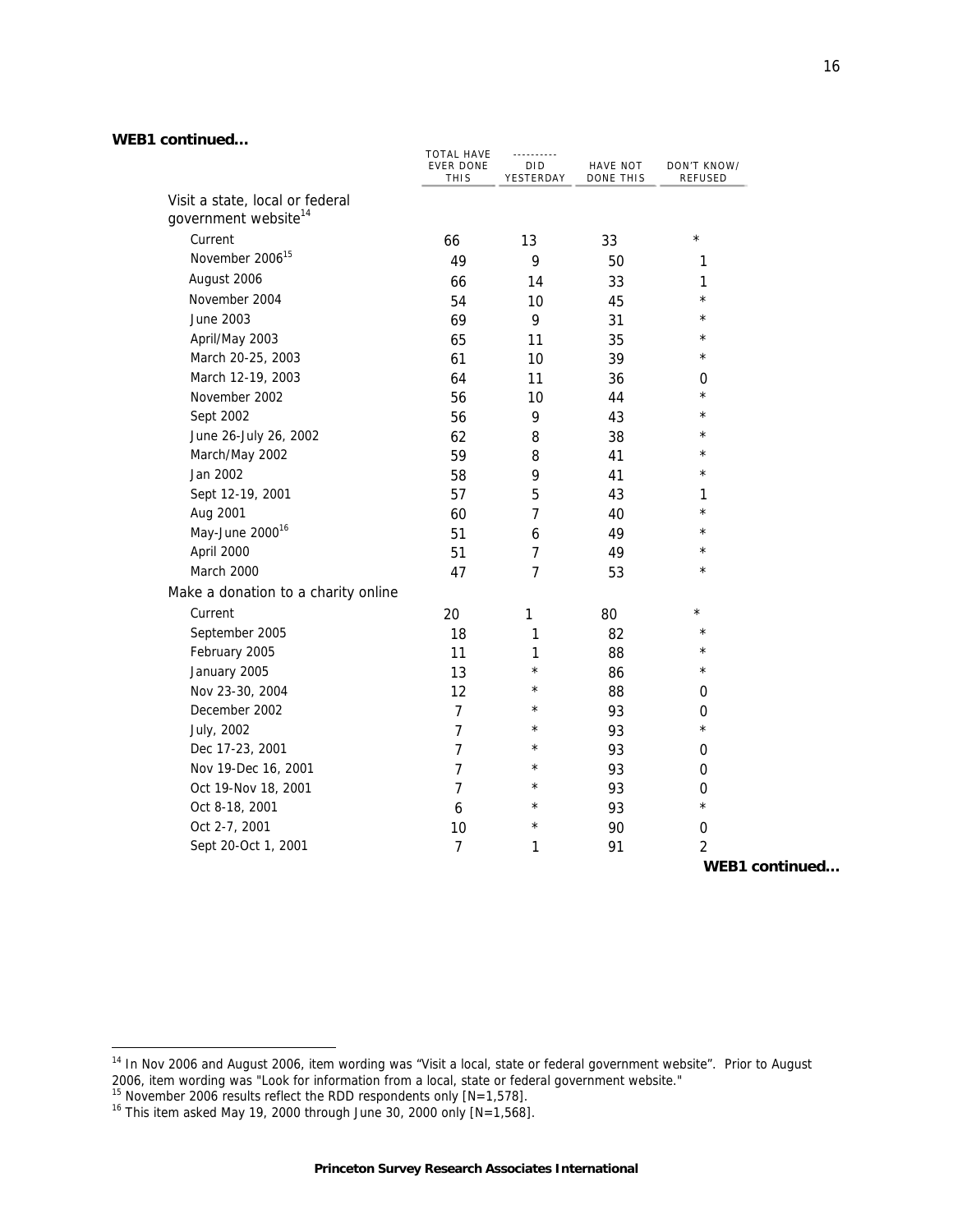**WEB1 continued...**

| | TOTAL HAVE EVER DONE THIS | ---------- DID YESTERDAY | HAVE NOT DONE THIS | DON'T KNOW/ REFUSED |
|---|---|---|---|---|
| Visit a state, local or federal government website[14] | | | | |
| Current | 66 | 13 | 33 | * |
| November 2006[15] | 49 | 9 | 50 | 1 |
| August 2006 | 66 | 14 | 33 | 1 |
| November 2004 | 54 | 10 | 45 | * |
| June 2003 | 69 | 9 | 31 | * |
| April/May 2003 | 65 | 11 | 35 | * |
| March 20-25, 2003 | 61 | 10 | 39 | * |
| March 12-19, 2003 | 64 | 11 | 36 | 0 |
| November 2002 | 56 | 10 | 44 | * |
| Sept 2002 | 56 | 9 | 43 | * |
| June 26-July 26, 2002 | 62 | 8 | 38 | * |
| March/May 2002 | 59 | 8 | 41 | * |
| Jan 2002 | 58 | 9 | 41 | * |
| Sept 12-19, 2001 | 57 | 5 | 43 | 1 |
| Aug 2001 | 60 | 7 | 40 | * |
| May-June 2000[16] | 51 | 6 | 49 | * |
| April 2000 | 51 | 7 | 49 | * |
| March 2000 | 47 | 7 | 53 | * |
| Make a donation to a charity online | | | | |
| Current | 20 | 1 | 80 | * |
| September 2005 | 18 | 1 | 82 | * |
| February 2005 | 11 | 1 | 88 | * |
| January 2005 | 13 | * | 86 | * |
| Nov 23-30, 2004 | 12 | * | 88 | 0 |
| December 2002 | 7 | * | 93 | 0 |
| July, 2002 | 7 | * | 93 | * |
| Dec 17-23, 2001 | 7 | * | 93 | 0 |
| Nov 19-Dec 16, 2001 | 7 | * | 93 | 0 |
| Oct 19-Nov 18, 2001 | 7 | * | 93 | 0 |
| Oct 8-18, 2001 | 6 | * | 93 | * |
| Oct 2-7, 2001 | 10 | * | 90 | 0 |
| Sept 20-Oct 1, 2001 | 7 | 1 | 91 | 2 |

**WEB1 continued...**

[14] In Nov 2006 and August 2006, item wording was "Visit a local, state or federal government website". Prior to August 2006, item wording was "Look for information from a local, state or federal government website."

[15] November 2006 results reflect the RDD respondents only [N=1,578].

[16] This item asked May 19, 2000 through June 30, 2000 only [N=1,568].

**Princeton Survey Research Associates International**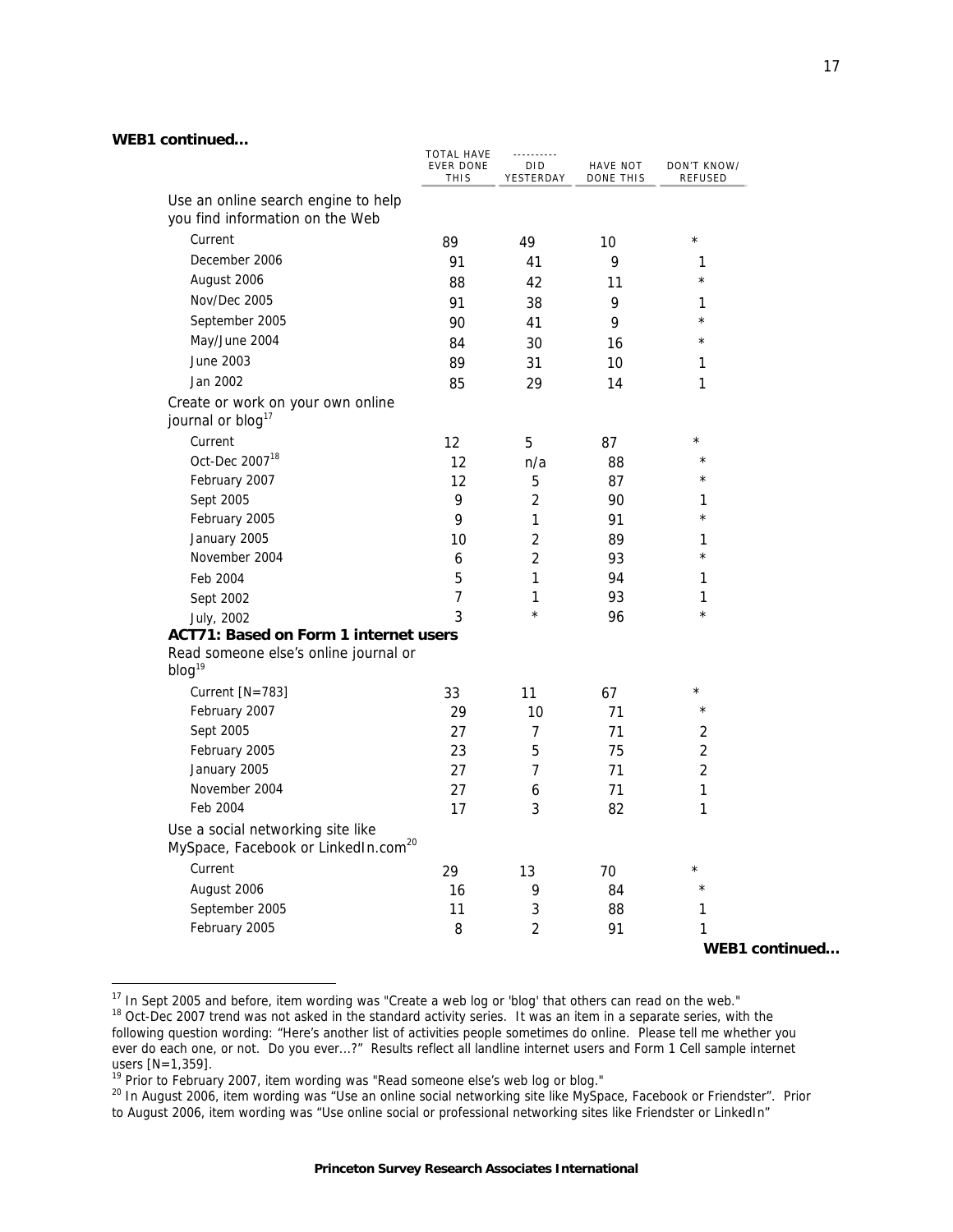**WEB1 continued...**

| | TOTAL HAVE EVER DONE THIS | ---------- DID YESTERDAY | HAVE NOT DONE THIS | DON'T KNOW/ REFUSED |
|---|---|---|---|---|
| Use an online search engine to help you find information on the Web | | | | |
| Current | 89 | 49 | 10 | * |
| December 2006 | 91 | 41 | 9 | 1 |
| August 2006 | 88 | 42 | 11 | * |
| Nov/Dec 2005 | 91 | 38 | 9 | 1 |
| September 2005 | 90 | 41 | 9 | * |
| May/June 2004 | 84 | 30 | 16 | * |
| June 2003 | 89 | 31 | 10 | 1 |
| Jan 2002 | 85 | 29 | 14 | 1 |
| Create or work on your own online journal or blog[17] | | | | |
| Current | 12 | 5 | 87 | * |
| Oct-Dec 2007[18] | 12 | n/a | 88 | * |
| February 2007 | 12 | 5 | 87 | * |
| Sept 2005 | 9 | 2 | 90 | 1 |
| February 2005 | 9 | 1 | 91 | * |
| January 2005 | 10 | 2 | 89 | 1 |
| November 2004 | 6 | 2 | 93 | * |
| Feb 2004 | 5 | 1 | 94 | 1 |
| Sept 2002 | 7 | 1 | 93 | 1 |
| July, 2002 | 3 | * | 96 | * |
| **ACT71: Based on Form 1 internet users** | | | | |
| Read someone else's online journal or blog[19] | | | | |
| Current [N=783] | 33 | 11 | 67 | * |
| February 2007 | 29 | 10 | 71 | * |
| Sept 2005 | 27 | 7 | 71 | 2 |
| February 2005 | 23 | 5 | 75 | 2 |
| January 2005 | 27 | 7 | 71 | 2 |
| November 2004 | 27 | 6 | 71 | 1 |
| Feb 2004 | 17 | 3 | 82 | 1 |
| Use a social networking site like MySpace, Facebook or LinkedIn.com[20] | | | | |
| Current | 29 | 13 | 70 | * |
| August 2006 | 16 | 9 | 84 | * |
| September 2005 | 11 | 3 | 88 | 1 |
| February 2005 | 8 | 2 | 91 | 1 |

**WEB1 continued...**

---

[17] In Sept 2005 and before, item wording was "Create a web log or 'blog' that others can read on the web."

[18] Oct-Dec 2007 trend was not asked in the standard activity series. It was an item in a separate series, with the following question wording: "Here's another list of activities people sometimes do online. Please tell me whether you ever do each one, or not. Do you ever...?" Results reflect all landline internet users and Form 1 Cell sample internet users [N=1,359].

[19] Prior to February 2007, item wording was "Read someone else's web log or blog."

[20] In August 2006, item wording was "Use an online social networking site like MySpace, Facebook or Friendster". Prior to August 2006, item wording was "Use online social or professional networking sites like Friendster or LinkedIn"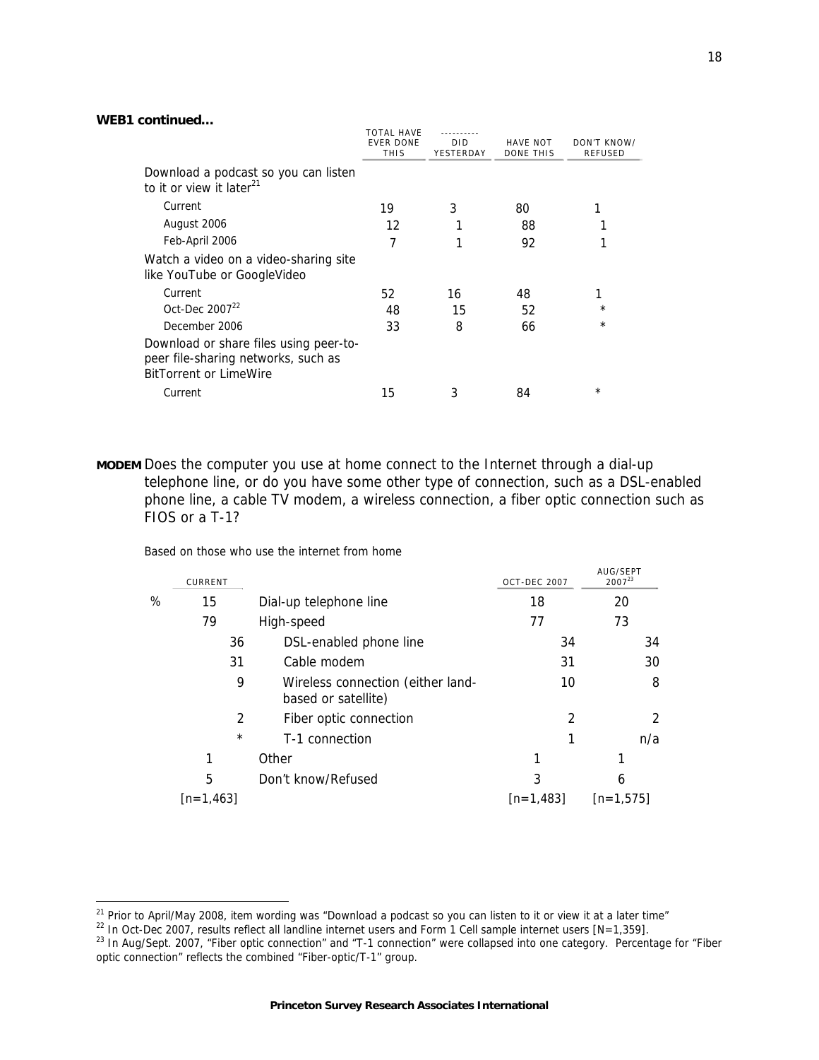**WEB1 continued...**

| | TOTAL HAVE EVER DONE THIS | ---------- DID YESTERDAY | HAVE NOT DONE THIS | DON'T KNOW/ REFUSED |
|---|---|---|---|---|
| Download a podcast so you can listen to it or view it later[21] | | | | |
| Current | 19 | 3 | 80 | 1 |
| August 2006 | 12 | 1 | 88 | 1 |
| Feb-April 2006 | 7 | 1 | 92 | 1 |
| Watch a video on a video-sharing site like YouTube or GoogleVideo | | | | |
| Current | 52 | 16 | 48 | 1 |
| Oct-Dec 2007[22] | 48 | 15 | 52 | * |
| December 2006 | 33 | 8 | 66 | * |
| Download or share files using peer-to-peer file-sharing networks, such as BitTorrent or LimeWire | | | | |
| Current | 15 | 3 | 84 | * |

**MODEM** Does the computer you use at home connect to the Internet through a dial-up telephone line, or do you have some other type of connection, such as a DSL-enabled phone line, a cable TV modem, a wireless connection, a fiber optic connection such as FIOS or a T-1?

Based on those who use the internet from home

| | CURRENT | | OCT-DEC 2007 | AUG/SEPT 2007[23] |
|---|---|---|---|---|
| % | 15 | Dial-up telephone line | 18 | 20 |
| | 79 | High-speed | 77 | 73 |
| | 36 | DSL-enabled phone line | 34 | 34 |
| | 31 | Cable modem | 31 | 30 |
| | 9 | Wireless connection (either land-based or satellite) | 10 | 8 |
| | 2 | Fiber optic connection | 2 | 2 |
| | * | T-1 connection | 1 | n/a |
| | 1 | Other | 1 | 1 |
| | 5 | Don't know/Refused | 3 | 6 |
| | [n=1,463] | | [n=1,483] | [n=1,575] |

[21] Prior to April/May 2008, item wording was "Download a podcast so you can listen to it or view it at a later time"

[22] In Oct-Dec 2007, results reflect all landline internet users and Form 1 Cell sample internet users [N=1,359].

[23] In Aug/Sept. 2007, "Fiber optic connection" and "T-1 connection" were collapsed into one category. Percentage for "Fiber optic connection" reflects the combined "Fiber-optic/T-1" group.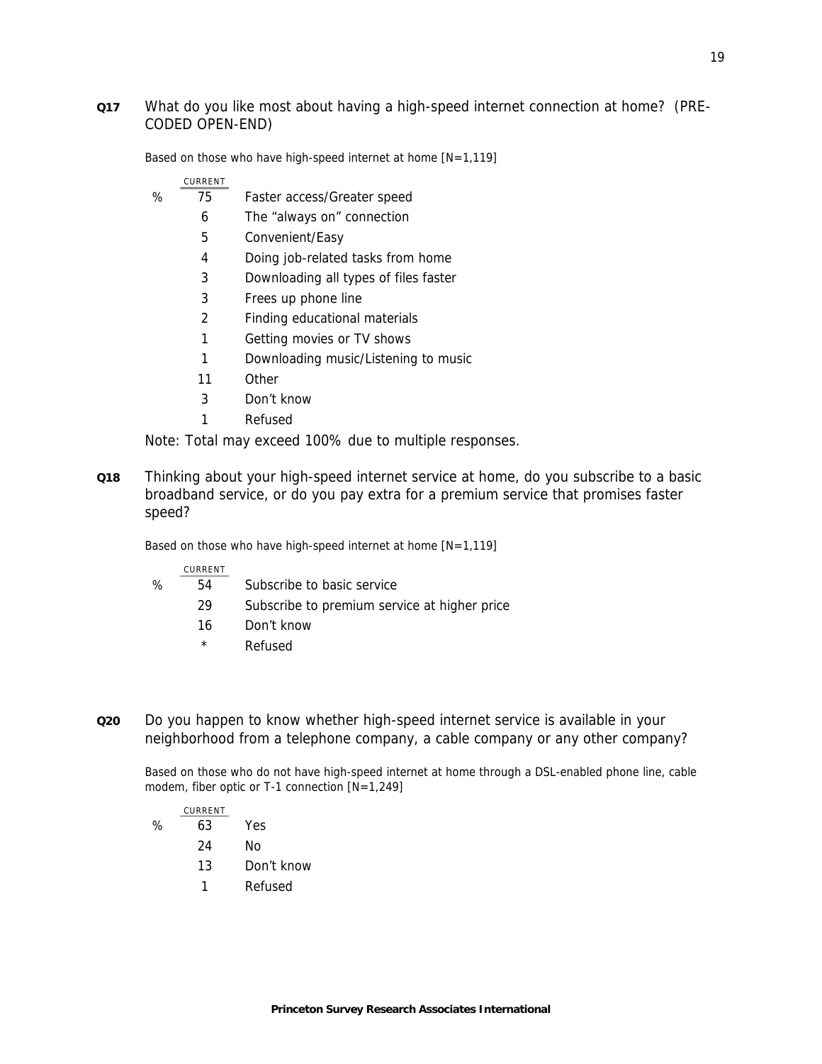**Q17** What do you like most about having a high-speed internet connection at home? (PRE-CODED OPEN-END)

Based on those who have high-speed internet at home [N=1,119]

| | CURRENT | |
|---|---|---|
| % | 75 | Faster access/Greater speed |
| | 6 | The "always on" connection |
| | 5 | Convenient/Easy |
| | 4 | Doing job-related tasks from home |
| | 3 | Downloading all types of files faster |
| | 3 | Frees up phone line |
| | 2 | Finding educational materials |
| | 1 | Getting movies or TV shows |
| | 1 | Downloading music/Listening to music |
| | 11 | Other |
| | 3 | Don't know |
| | 1 | Refused |

Note: Total may exceed 100% due to multiple responses.

**Q18** Thinking about your high-speed internet service at home, do you subscribe to a basic broadband service, or do you pay extra for a premium service that promises faster speed?

Based on those who have high-speed internet at home [N=1,119]

| | CURRENT | |
|---|---|---|
| % | 54 | Subscribe to basic service |
| | 29 | Subscribe to premium service at higher price |
| | 16 | Don't know |
| | * | Refused |

**Q20** Do you happen to know whether high-speed internet service is available in your neighborhood from a telephone company, a cable company or any other company?

Based on those who do not have high-speed internet at home through a DSL-enabled phone line, cable modem, fiber optic or T-1 connection [N=1,249]

| | CURRENT | |
|---|---|---|
| % | 63 | Yes |
| | 24 | No |
| | 13 | Don't know |
| | 1 | Refused |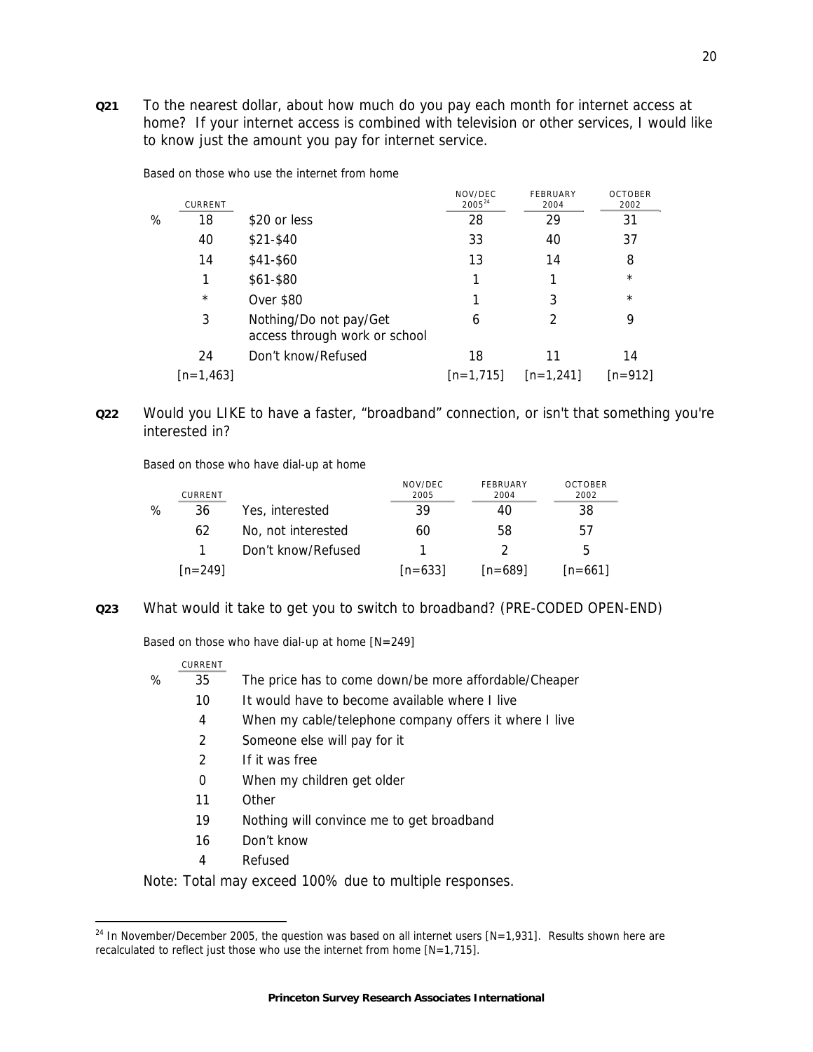**Q21** To the nearest dollar, about how much do you pay each month for internet access at home? If your internet access is combined with television or other services, I would like to know just the amount you pay for internet service.

Based on those who use the internet from home

| | CURRENT | | NOV/DEC 2005[24] | FEBRUARY 2004 | OCTOBER 2002 |
|---|---|---|---|---|---|
| % | 18 | $20 or less | 28 | 29 | 31 |
| | 40 | $21-$40 | 33 | 40 | 37 |
| | 14 | $41-$60 | 13 | 14 | 8 |
| | 1 | $61-$80 | 1 | 1 | * |
| | * | Over $80 | 1 | 3 | * |
| | 3 | Nothing/Do not pay/Get access through work or school | 6 | 2 | 9 |
| | 24 | Don't know/Refused | 18 | 11 | 14 |
| | [n=1,463] | | [n=1,715] | [n=1,241] | [n=912] |

**Q22** Would you LIKE to have a faster, "broadband" connection, or isn't that something you're interested in?

Based on those who have dial-up at home

| | CURRENT | | NOV/DEC 2005 | FEBRUARY 2004 | OCTOBER 2002 |
|---|---|---|---|---|---|
| % | 36 | Yes, interested | 39 | 40 | 38 |
| | 62 | No, not interested | 60 | 58 | 57 |
| | 1 | Don't know/Refused | 1 | 2 | 5 |
| | [n=249] | | [n=633] | [n=689] | [n=661] |

**Q23** What would it take to get you to switch to broadband? (PRE-CODED OPEN-END)

Based on those who have dial-up at home [N=249]

| | CURRENT | |
|---|---|---|
| % | 35 | The price has to come down/be more affordable/Cheaper |
| | 10 | It would have to become available where I live |
| | 4 | When my cable/telephone company offers it where I live |
| | 2 | Someone else will pay for it |
| | 2 | If it was free |
| | 0 | When my children get older |
| | 11 | Other |
| | 19 | Nothing will convince me to get broadband |
| | 16 | Don't know |
| | 4 | Refused |

Note: Total may exceed 100% due to multiple responses.

[24] In November/December 2005, the question was based on all internet users [N=1,931]. Results shown here are recalculated to reflect just those who use the internet from home [N=1,715].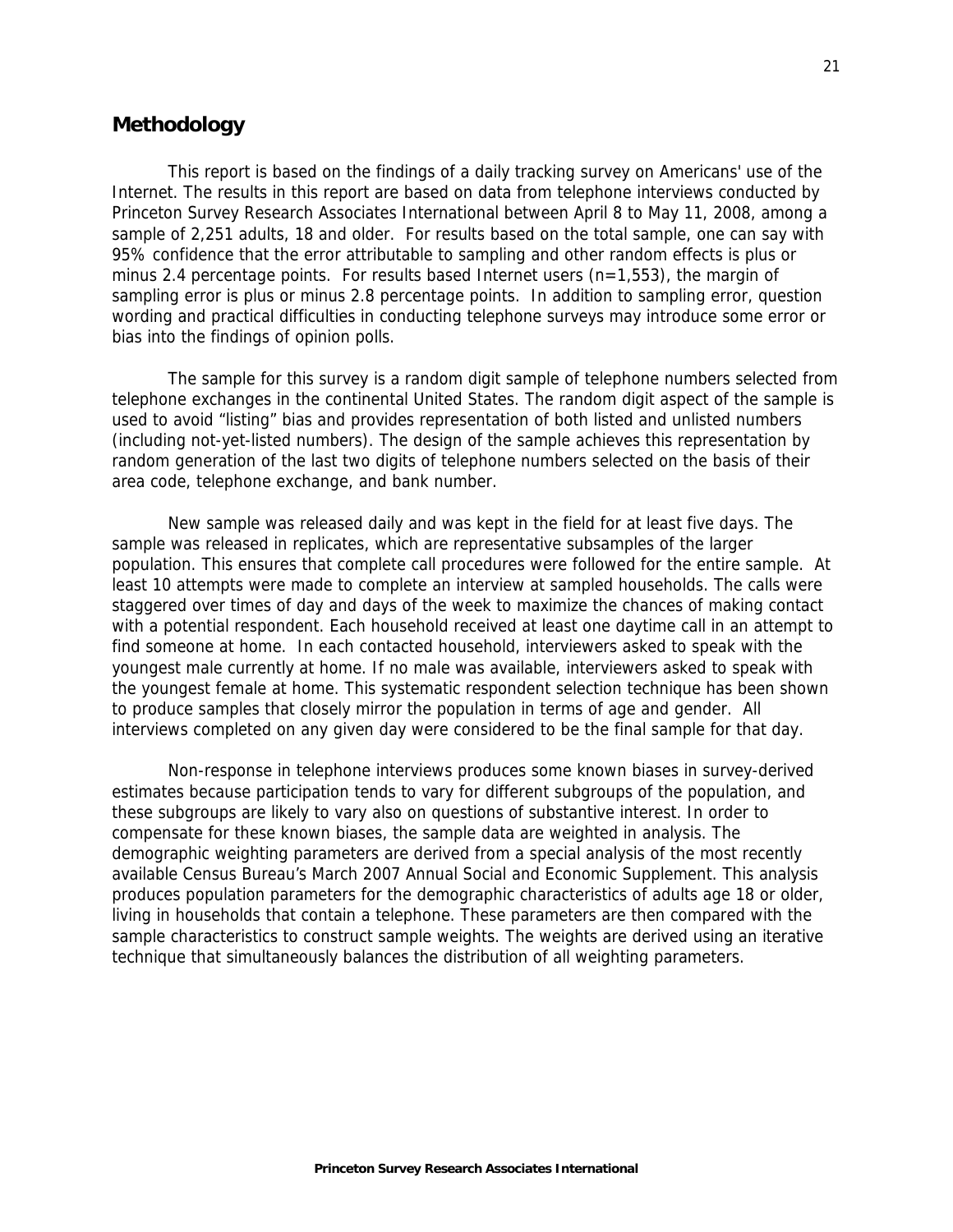## Methodology

This report is based on the findings of a daily tracking survey on Americans' use of the Internet. The results in this report are based on data from telephone interviews conducted by Princeton Survey Research Associates International between April 8 to May 11, 2008, among a sample of 2,251 adults, 18 and older. For results based on the total sample, one can say with 95% confidence that the error attributable to sampling and other random effects is plus or minus 2.4 percentage points. For results based Internet users (n=1,553), the margin of sampling error is plus or minus 2.8 percentage points. In addition to sampling error, question wording and practical difficulties in conducting telephone surveys may introduce some error or bias into the findings of opinion polls.

The sample for this survey is a random digit sample of telephone numbers selected from telephone exchanges in the continental United States. The random digit aspect of the sample is used to avoid "listing" bias and provides representation of both listed and unlisted numbers (including not-yet-listed numbers). The design of the sample achieves this representation by random generation of the last two digits of telephone numbers selected on the basis of their area code, telephone exchange, and bank number.

New sample was released daily and was kept in the field for at least five days. The sample was released in replicates, which are representative subsamples of the larger population. This ensures that complete call procedures were followed for the entire sample. At least 10 attempts were made to complete an interview at sampled households. The calls were staggered over times of day and days of the week to maximize the chances of making contact with a potential respondent. Each household received at least one daytime call in an attempt to find someone at home. In each contacted household, interviewers asked to speak with the youngest male currently at home. If no male was available, interviewers asked to speak with the youngest female at home. This systematic respondent selection technique has been shown to produce samples that closely mirror the population in terms of age and gender. All interviews completed on any given day were considered to be the final sample for that day.

Non-response in telephone interviews produces some known biases in survey-derived estimates because participation tends to vary for different subgroups of the population, and these subgroups are likely to vary also on questions of substantive interest. In order to compensate for these known biases, the sample data are weighted in analysis. The demographic weighting parameters are derived from a special analysis of the most recently available Census Bureau's March 2007 Annual Social and Economic Supplement. This analysis produces population parameters for the demographic characteristics of adults age 18 or older, living in households that contain a telephone. These parameters are then compared with the sample characteristics to construct sample weights. The weights are derived using an iterative technique that simultaneously balances the distribution of all weighting parameters.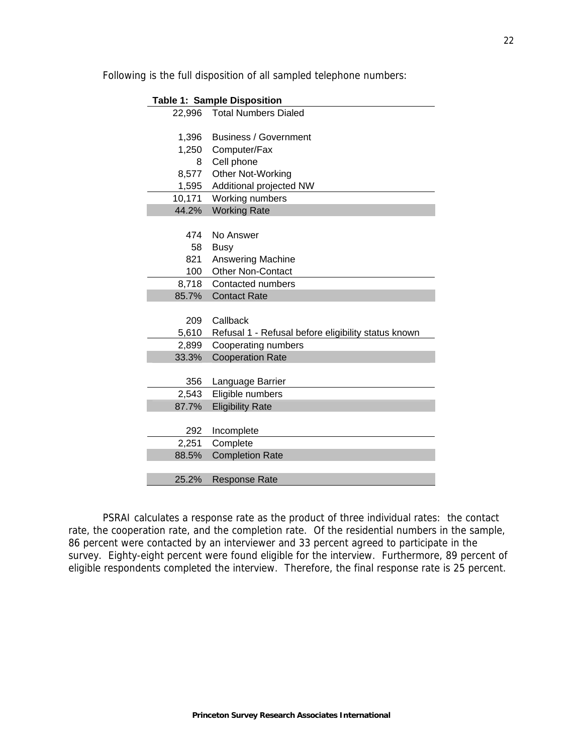Following is the full disposition of all sampled telephone numbers:

**Table 1: Sample Disposition**

| | |
|---|---|
| 22,996 | Total Numbers Dialed |
| | |
| 1,396 | Business / Government |
| 1,250 | Computer/Fax |
| 8 | Cell phone |
| 8,577 | Other Not-Working |
| 1,595 | Additional projected NW |
| 10,171 | Working numbers |
| 44.2% | Working Rate |
| | |
| 474 | No Answer |
| 58 | Busy |
| 821 | Answering Machine |
| 100 | Other Non-Contact |
| 8,718 | Contacted numbers |
| 85.7% | Contact Rate |
| | |
| 209 | Callback |
| 5,610 | Refusal 1 - Refusal before eligibility status known |
| 2,899 | Cooperating numbers |
| 33.3% | Cooperation Rate |
| | |
| 356 | Language Barrier |
| 2,543 | Eligible numbers |
| 87.7% | Eligibility Rate |
| | |
| 292 | Incomplete |
| 2,251 | Complete |
| 88.5% | Completion Rate |
| | |
| 25.2% | Response Rate |

PSRAI calculates a response rate as the product of three individual rates: the contact rate, the cooperation rate, and the completion rate. Of the residential numbers in the sample, 86 percent were contacted by an interviewer and 33 percent agreed to participate in the survey. Eighty-eight percent were found eligible for the interview. Furthermore, 89 percent of eligible respondents completed the interview. Therefore, the final response rate is 25 percent.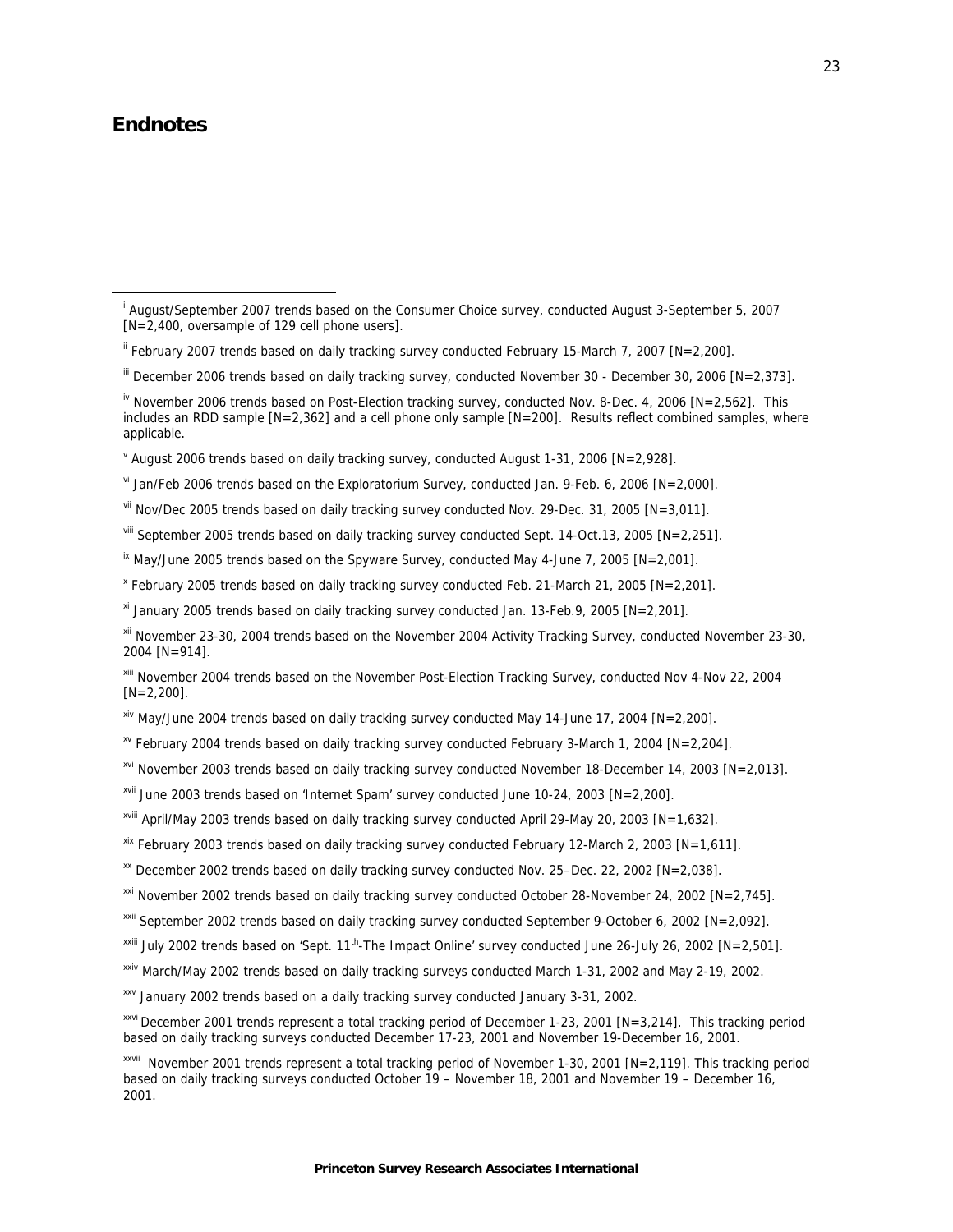# Endnotes

[i] August/September 2007 trends based on the Consumer Choice survey, conducted August 3-September 5, 2007 [N=2,400, oversample of 129 cell phone users].

[ii] February 2007 trends based on daily tracking survey conducted February 15-March 7, 2007 [N=2,200].

[iii] December 2006 trends based on daily tracking survey, conducted November 30 - December 30, 2006 [N=2,373].

[iv] November 2006 trends based on Post-Election tracking survey, conducted Nov. 8-Dec. 4, 2006 [N=2,562]. This includes an RDD sample [N=2,362] and a cell phone only sample [N=200]. Results reflect combined samples, where applicable.

[v] August 2006 trends based on daily tracking survey, conducted August 1-31, 2006 [N=2,928].

[vi] Jan/Feb 2006 trends based on the Exploratorium Survey, conducted Jan. 9-Feb. 6, 2006 [N=2,000].

[vii] Nov/Dec 2005 trends based on daily tracking survey conducted Nov. 29-Dec. 31, 2005 [N=3,011].

[viii] September 2005 trends based on daily tracking survey conducted Sept. 14-Oct.13, 2005 [N=2,251].

[ix] May/June 2005 trends based on the Spyware Survey, conducted May 4-June 7, 2005 [N=2,001].

[x] February 2005 trends based on daily tracking survey conducted Feb. 21-March 21, 2005 [N=2,201].

[xi] January 2005 trends based on daily tracking survey conducted Jan. 13-Feb.9, 2005 [N=2,201].

[xii] November 23-30, 2004 trends based on the November 2004 Activity Tracking Survey, conducted November 23-30, 2004 [N=914].

[xiii] November 2004 trends based on the November Post-Election Tracking Survey, conducted Nov 4-Nov 22, 2004 [N=2,200].

[xiv] May/June 2004 trends based on daily tracking survey conducted May 14-June 17, 2004 [N=2,200].

[xv] February 2004 trends based on daily tracking survey conducted February 3-March 1, 2004 [N=2,204].

[xvi] November 2003 trends based on daily tracking survey conducted November 18-December 14, 2003 [N=2,013].

[xvii] June 2003 trends based on 'Internet Spam' survey conducted June 10-24, 2003 [N=2,200].

[xviii] April/May 2003 trends based on daily tracking survey conducted April 29-May 20, 2003 [N=1,632].

[xix] February 2003 trends based on daily tracking survey conducted February 12-March 2, 2003 [N=1,611].

[xx] December 2002 trends based on daily tracking survey conducted Nov. 25–Dec. 22, 2002 [N=2,038].

[xxi] November 2002 trends based on daily tracking survey conducted October 28-November 24, 2002 [N=2,745].

[xxii] September 2002 trends based on daily tracking survey conducted September 9-October 6, 2002 [N=2,092].

[xxiii] July 2002 trends based on 'Sept. 11th-The Impact Online' survey conducted June 26-July 26, 2002 [N=2,501].

[xxiv] March/May 2002 trends based on daily tracking surveys conducted March 1-31, 2002 and May 2-19, 2002.

[xxv] January 2002 trends based on a daily tracking survey conducted January 3-31, 2002.

[xxvi] December 2001 trends represent a total tracking period of December 1-23, 2001 [N=3,214]. This tracking period based on daily tracking surveys conducted December 17-23, 2001 and November 19-December 16, 2001.

[xxvii] November 2001 trends represent a total tracking period of November 1-30, 2001 [N=2,119]. This tracking period based on daily tracking surveys conducted October 19 – November 18, 2001 and November 19 – December 16, 2001.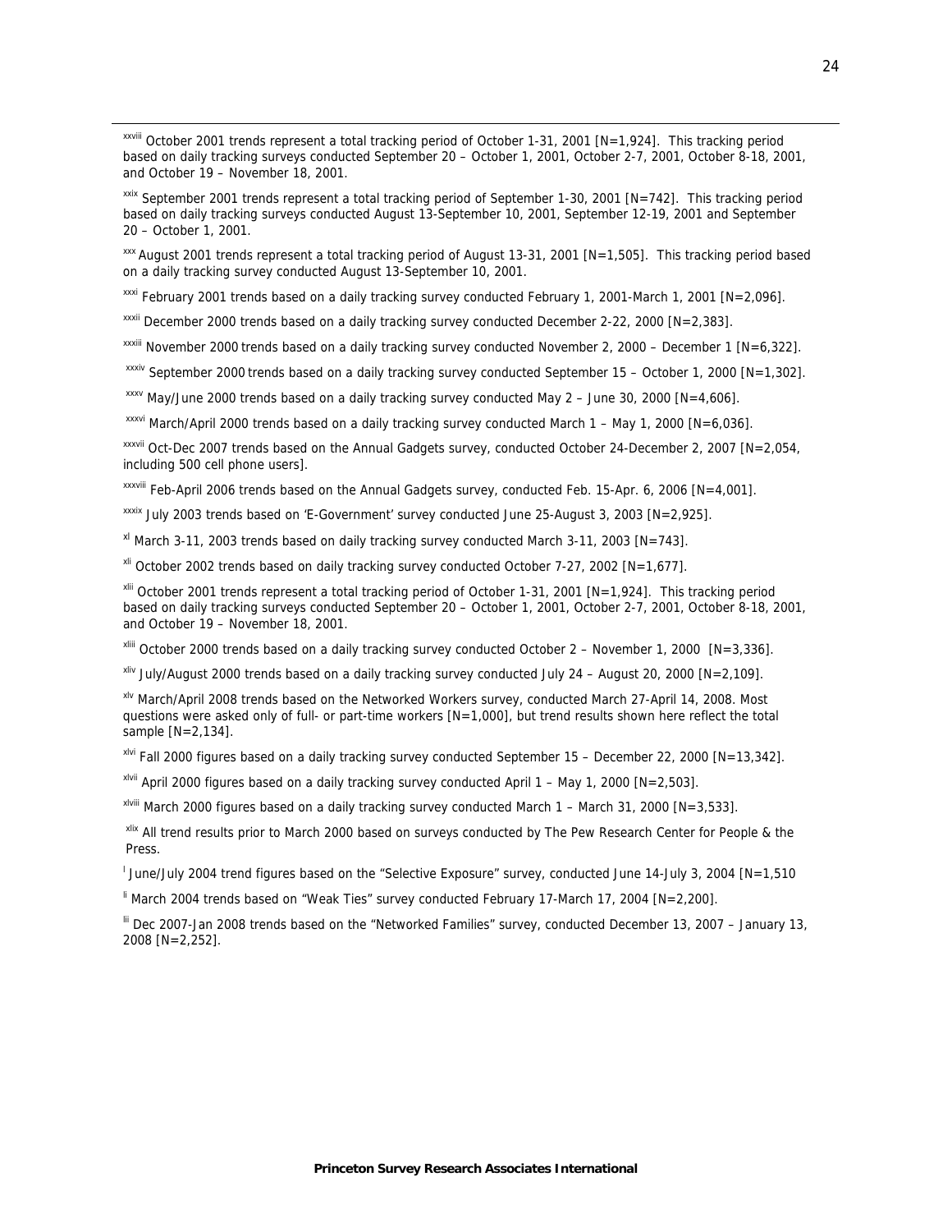[xxviii] October 2001 trends represent a total tracking period of October 1-31, 2001 [N=1,924]. This tracking period based on daily tracking surveys conducted September 20 – October 1, 2001, October 2-7, 2001, October 8-18, 2001, and October 19 – November 18, 2001.

[xxix] September 2001 trends represent a total tracking period of September 1-30, 2001 [N=742]. This tracking period based on daily tracking surveys conducted August 13-September 10, 2001, September 12-19, 2001 and September 20 – October 1, 2001.

[xxx] August 2001 trends represent a total tracking period of August 13-31, 2001 [N=1,505]. This tracking period based on a daily tracking survey conducted August 13-September 10, 2001.

[xxxi] February 2001 trends based on a daily tracking survey conducted February 1, 2001-March 1, 2001 [N=2,096].

[xxxii] December 2000 trends based on a daily tracking survey conducted December 2-22, 2000 [N=2,383].

[xxxiii] November 2000 trends based on a daily tracking survey conducted November 2, 2000 – December 1 [N=6,322].

[xxxiv] September 2000 trends based on a daily tracking survey conducted September 15 – October 1, 2000 [N=1,302].

[xxxv] May/June 2000 trends based on a daily tracking survey conducted May 2 – June 30, 2000 [N=4,606].

[xxxvi] March/April 2000 trends based on a daily tracking survey conducted March 1 – May 1, 2000 [N=6,036].

[xxxvii] Oct-Dec 2007 trends based on the Annual Gadgets survey, conducted October 24-December 2, 2007 [N=2,054, including 500 cell phone users].

[xxxviii] Feb-April 2006 trends based on the Annual Gadgets survey, conducted Feb. 15-Apr. 6, 2006 [N=4,001].

[xxxix] July 2003 trends based on 'E-Government' survey conducted June 25-August 3, 2003 [N=2,925].

[xl] March 3-11, 2003 trends based on daily tracking survey conducted March 3-11, 2003 [N=743].

[xli] October 2002 trends based on daily tracking survey conducted October 7-27, 2002 [N=1,677].

[xlii] October 2001 trends represent a total tracking period of October 1-31, 2001 [N=1,924]. This tracking period based on daily tracking surveys conducted September 20 – October 1, 2001, October 2-7, 2001, October 8-18, 2001, and October 19 – November 18, 2001.

[xliii] October 2000 trends based on a daily tracking survey conducted October 2 – November 1, 2000 [N=3,336].

[xliv] July/August 2000 trends based on a daily tracking survey conducted July 24 – August 20, 2000 [N=2,109].

[xlv] March/April 2008 trends based on the Networked Workers survey, conducted March 27-April 14, 2008. Most questions were asked only of full- or part-time workers [N=1,000], but trend results shown here reflect the total sample [N=2,134].

[xlvi] Fall 2000 figures based on a daily tracking survey conducted September 15 – December 22, 2000 [N=13,342].

[xlvii] April 2000 figures based on a daily tracking survey conducted April 1 – May 1, 2000 [N=2,503].

[xlviii] March 2000 figures based on a daily tracking survey conducted March 1 – March 31, 2000 [N=3,533].

[xlix] All trend results prior to March 2000 based on surveys conducted by The Pew Research Center for People & the Press.

[l] June/July 2004 trend figures based on the "Selective Exposure" survey, conducted June 14-July 3, 2004 [N=1,510

[li] March 2004 trends based on "Weak Ties" survey conducted February 17-March 17, 2004 [N=2,200].

[lii] Dec 2007-Jan 2008 trends based on the "Networked Families" survey, conducted December 13, 2007 – January 13, 2008 [N=2,252].